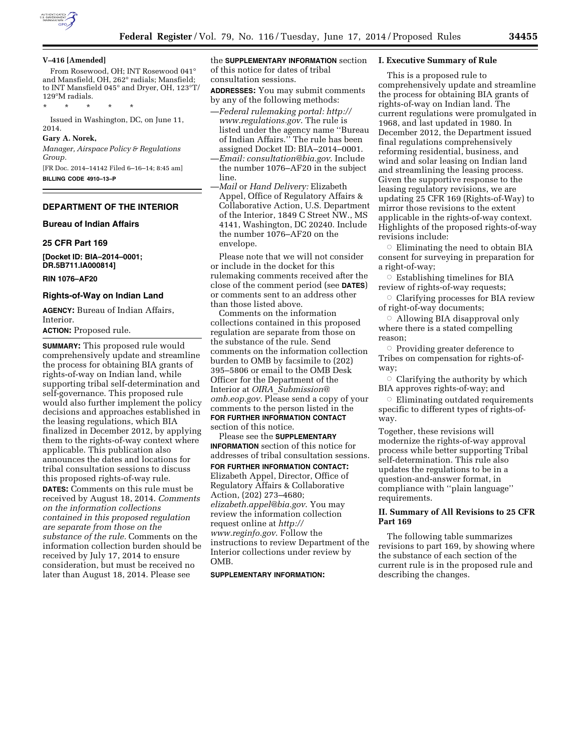**V–416 [Amended]**

From Rosewood, OH; INT Rosewood 041° and Mansfield, OH, 262° radials; Mansfield; to INT Mansfield 045° and Dryer, OH, 123°T/129°M radials.

\* \* \* \* \*

Issued in Washington, DC, on June 11, 2014.

**Gary A. Norek,**

*Manager, Airspace Policy & Regulations Group.*

[FR Doc. 2014–14142 Filed 6–16–14; 8:45 am]

**BILLING CODE 4910–13–P**

---

## DEPARTMENT OF THE INTERIOR

### Bureau of Indian Affairs

### 25 CFR Part 169

**[Docket ID: BIA–2014–0001; DR.5B711.IA000814]**

**RIN 1076–AF20**

### Rights-of-Way on Indian Land

**AGENCY:** Bureau of Indian Affairs, Interior.

**ACTION:** Proposed rule.

**SUMMARY:** This proposed rule would comprehensively update and streamline the process for obtaining BIA grants of rights-of-way on Indian land, while supporting tribal self-determination and self-governance. This proposed rule would also further implement the policy decisions and approaches established in the leasing regulations, which BIA finalized in December 2012, by applying them to the rights-of-way context where applicable. This publication also announces the dates and locations for tribal consultation sessions to discuss this proposed rights-of-way rule.

**DATES:** Comments on this rule must be received by August 18, 2014. *Comments on the information collections contained in this proposed regulation are separate from those on the substance of the rule.* Comments on the information collection burden should be received by July 17, 2014 to ensure consideration, but must be received no later than August 18, 2014. Please see the **SUPPLEMENTARY INFORMATION** section of this notice for dates of tribal consultation sessions.

**ADDRESSES:** You may submit comments by any of the following methods:

—*Federal rulemaking portal: http://www.regulations.gov.* The rule is listed under the agency name ''Bureau of Indian Affairs.'' The rule has been assigned Docket ID: BIA–2014–0001.

—*Email: consultation@bia.gov.* Include the number 1076–AF20 in the subject line.

—*Mail* or *Hand Delivery:* Elizabeth Appel, Office of Regulatory Affairs & Collaborative Action, U.S. Department of the Interior, 1849 C Street NW., MS 4141, Washington, DC 20240. Include the number 1076–AF20 on the envelope.

Please note that we will not consider or include in the docket for this rulemaking comments received after the close of the comment period (see **DATES**) or comments sent to an address other than those listed above.

Comments on the information collections contained in this proposed regulation are separate from those on the substance of the rule. Send comments on the information collection burden to OMB by facsimile to (202) 395–5806 or email to the OMB Desk Officer for the Department of the Interior at *OIRA_Submission@omb.eop.gov*. Please send a copy of your comments to the person listed in the **FOR FURTHER INFORMATION CONTACT** section of this notice.

Please see the **SUPPLEMENTARY INFORMATION** section of this notice for addresses of tribal consultation sessions.

**FOR FURTHER INFORMATION CONTACT:** Elizabeth Appel, Director, Office of Regulatory Affairs & Collaborative Action, (202) 273–4680; *elizabeth.appel@bia.gov*. You may review the information collection request online at *http://www.reginfo.gov*. Follow the instructions to review Department of the Interior collections under review by OMB.

**SUPPLEMENTARY INFORMATION:**

#### I. Executive Summary of Rule

This is a proposed rule to comprehensively update and streamline the process for obtaining BIA grants of rights-of-way on Indian land. The current regulations were promulgated in 1968, and last updated in 1980. In December 2012, the Department issued final regulations comprehensively reforming residential, business, and wind and solar leasing on Indian land and streamlining the leasing process. Given the supportive response to the leasing regulatory revisions, we are updating 25 CFR 169 (Rights-of-Way) to mirror those revisions to the extent applicable in the rights-of-way context. Highlights of the proposed rights-of-way revisions include:

- Eliminating the need to obtain BIA consent for surveying in preparation for a right-of-way;
- Establishing timelines for BIA review of rights-of-way requests;
- Clarifying processes for BIA review of right-of-way documents;
- Allowing BIA disapproval only where there is a stated compelling reason;
- Providing greater deference to Tribes on compensation for rights-of-way;
- Clarifying the authority by which BIA approves rights-of-way; and
- Eliminating outdated requirements specific to different types of rights-of-way.

Together, these revisions will modernize the rights-of-way approval process while better supporting Tribal self-determination. This rule also updates the regulations to be in a question-and-answer format, in compliance with ''plain language'' requirements.

#### II. Summary of All Revisions to 25 CFR Part 169

The following table summarizes revisions to part 169, by showing where the substance of each section of the current rule is in the proposed rule and describing the changes.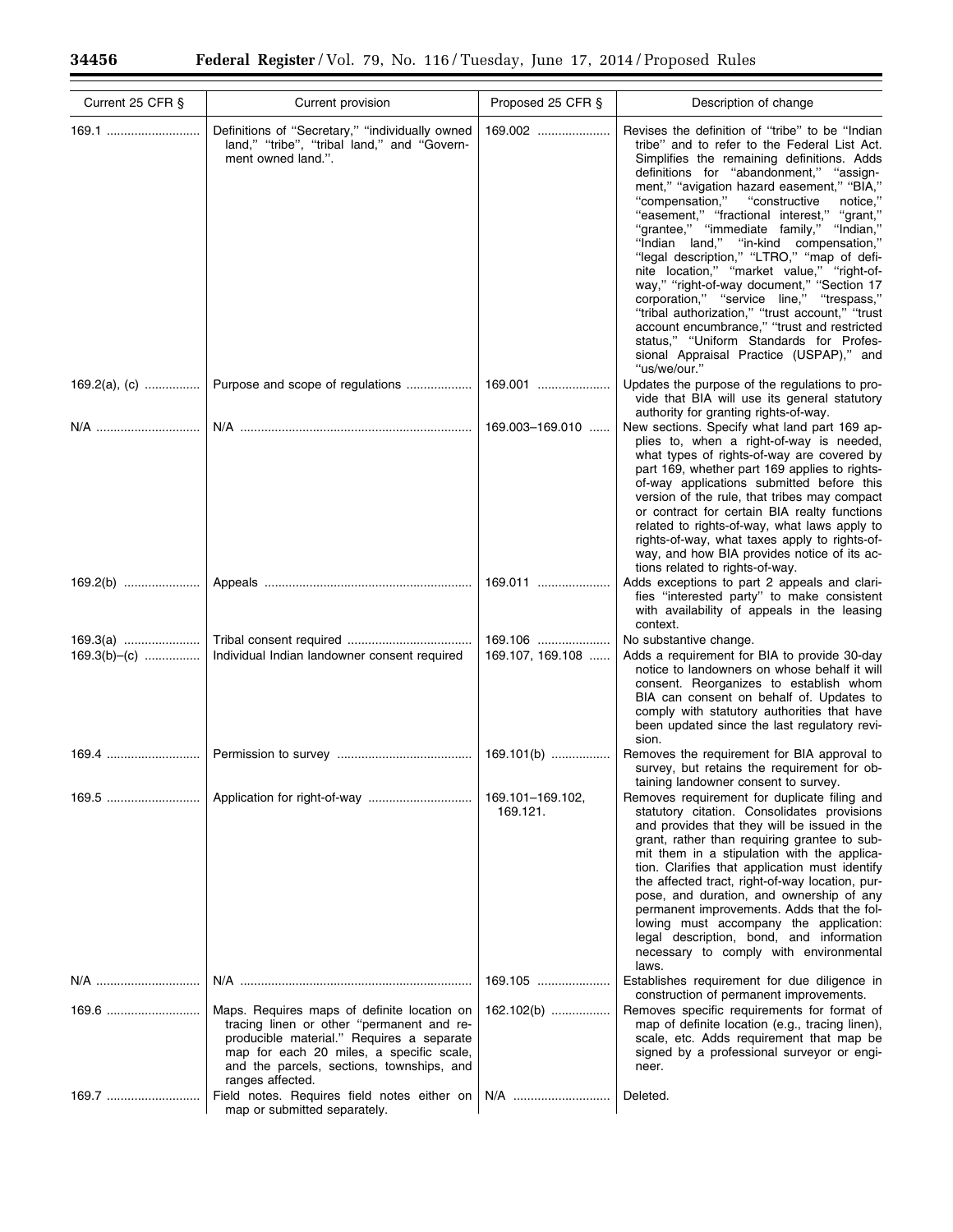| Current 25 CFR § | Current provision | Proposed 25 CFR § | Description of change |
|---|---|---|---|
| 169.1 | Definitions of "Secretary," "individually owned land," "tribe", "tribal land," and "Government owned land.". | 169.002 | Revises the definition of "tribe" to be "Indian tribe" and to refer to the Federal List Act. Simplifies the remaining definitions. Adds definitions for "abandonment," "assignment," "avigation hazard easement," "BIA," "compensation," "constructive notice," "easement," "fractional interest," "grant," "grantee," "immediate family," "Indian," "Indian land," "in-kind compensation," "legal description," "LTRO," "map of definite location," "market value," "right-of-way," "right-of-way document," "Section 17 corporation," "service line," "trespass," "tribal authorization," "trust account," "trust account encumbrance," "trust and restricted status," "Uniform Standards for Professional Appraisal Practice (USPAP)," and "us/we/our." |
| 169.2(a), (c) | Purpose and scope of regulations | 169.001 | Updates the purpose of the regulations to provide that BIA will use its general statutory authority for granting rights-of-way. |
| N/A | N/A | 169.003–169.010 | New sections. Specify what land part 169 applies to, when a right-of-way is needed, what types of rights-of-way are covered by part 169, whether part 169 applies to rights-of-way applications submitted before this version of the rule, that tribes may compact or contract for certain BIA realty functions related to rights-of-way, what laws apply to rights-of-way, what taxes apply to rights-of-way, and how BIA provides notice of its actions related to rights-of-way. |
| 169.2(b) | Appeals | 169.011 | Adds exceptions to part 2 appeals and clarifies "interested party" to make consistent with availability of appeals in the leasing context. |
| 169.3(a) | Tribal consent required | 169.106 | No substantive change. |
| 169.3(b)–(c) | Individual Indian landowner consent required | 169.107, 169.108 | Adds a requirement for BIA to provide 30-day notice to landowners on whose behalf it will consent. Reorganizes to establish whom BIA can consent on behalf of. Updates to comply with statutory authorities that have been updated since the last regulatory revision. |
| 169.4 | Permission to survey | 169.101(b) | Removes the requirement for BIA approval to survey, but retains the requirement for obtaining landowner consent to survey. |
| 169.5 | Application for right-of-way | 169.101–169.102, 169.121. | Removes requirement for duplicate filing and statutory citation. Consolidates provisions and provides that they will be issued in the grant, rather than requiring grantee to submit them in a stipulation with the application. Clarifies that application must identify the affected tract, right-of-way location, purpose, and duration, and ownership of any permanent improvements. Adds that the following must accompany the application: legal description, bond, and information necessary to comply with environmental laws. |
| N/A | N/A | 169.105 | Establishes requirement for due diligence in construction of permanent improvements. |
| 169.6 | Maps. Requires maps of definite location on tracing linen or other "permanent and reproducible material." Requires a separate map for each 20 miles, a specific scale, and the parcels, sections, townships, and ranges affected. | 162.102(b) | Removes specific requirements for format of map of definite location (e.g., tracing linen), scale, etc. Adds requirement that map be signed by a professional surveyor or engineer. |
| 169.7 | Field notes. Requires field notes either on map or submitted separately. | N/A | Deleted. |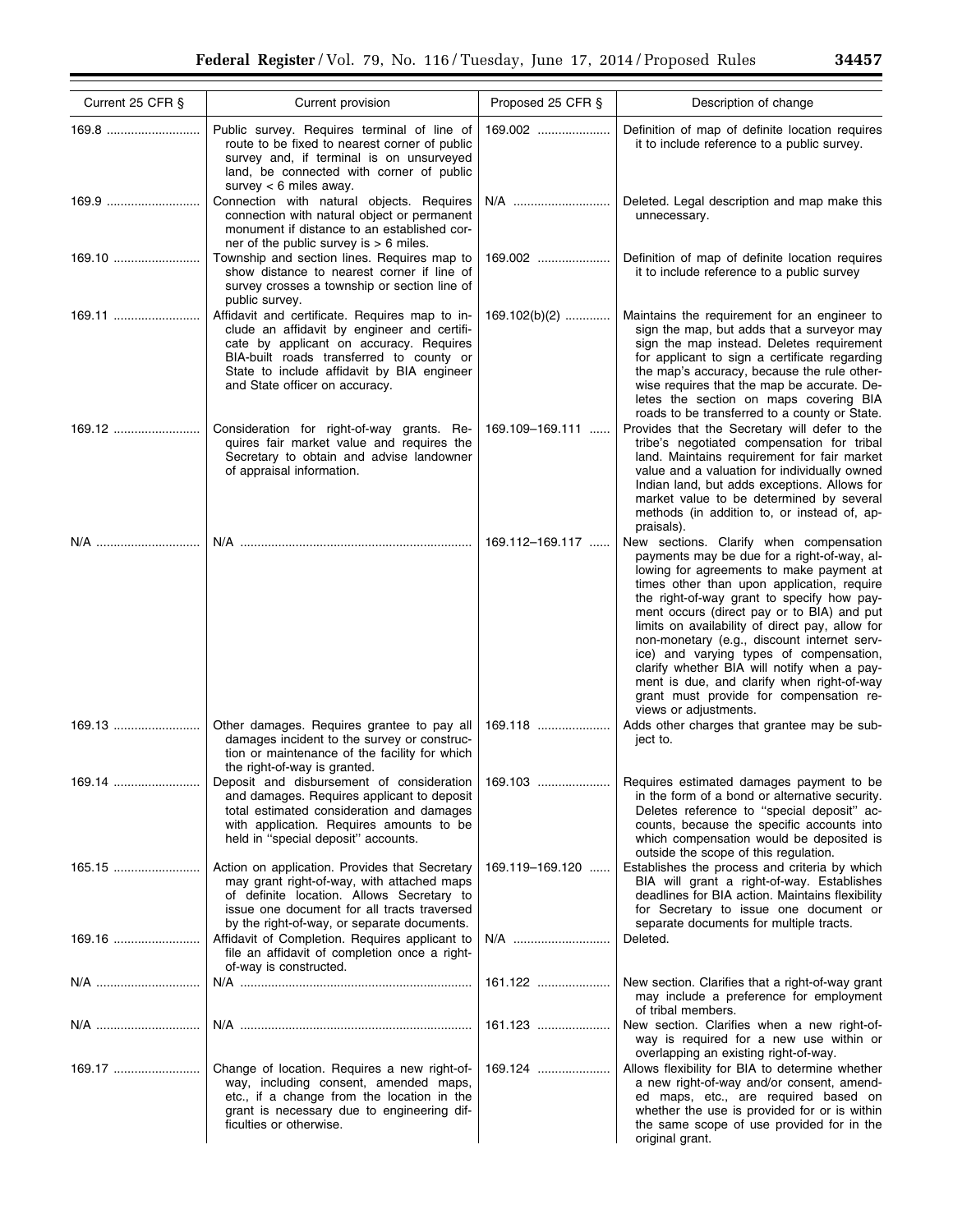| Current 25 CFR § | Current provision | Proposed 25 CFR § | Description of change |
|---|---|---|---|
| 169.8 | Public survey. Requires terminal of line of route to be fixed to nearest corner of public survey and, if terminal is on unsurveyed land, be connected with corner of public survey < 6 miles away. | 169.002 | Definition of map of definite location requires it to include reference to a public survey. |
| 169.9 | Connection with natural objects. Requires connection with natural object or permanent monument if distance to an established corner of the public survey is > 6 miles. | N/A | Deleted. Legal description and map make this unnecessary. |
| 169.10 | Township and section lines. Requires map to show distance to nearest corner if line of survey crosses a township or section line of public survey. | 169.002 | Definition of map of definite location requires it to include reference to a public survey |
| 169.11 | Affidavit and certificate. Requires map to include an affidavit by engineer and certificate by applicant on accuracy. Requires BIA-built roads transferred to county or State to include affidavit by BIA engineer and State officer on accuracy. | 169.102(b)(2) | Maintains the requirement for an engineer to sign the map, but adds that a surveyor may sign the map instead. Deletes requirement for applicant to sign a certificate regarding the map's accuracy, because the rule otherwise requires that the map be accurate. Deletes the section on maps covering BIA roads to be transferred to a county or State. |
| 169.12 | Consideration for right-of-way grants. Requires fair market value and requires the Secretary to obtain and advise landowner of appraisal information. | 169.109–169.111 | Provides that the Secretary will defer to the tribe's negotiated compensation for tribal land. Maintains requirement for fair market value and a valuation for individually owned Indian land, but adds exceptions. Allows for market value to be determined by several methods (in addition to, or instead of, appraisals). |
| N/A | N/A | 169.112–169.117 | New sections. Clarify when compensation payments may be due for a right-of-way, allowing for agreements to make payment at times other than upon application, require the right-of-way grant to specify how payment occurs (direct pay or to BIA) and put limits on availability of direct pay, allow for non-monetary (e.g., discount internet service) and varying types of compensation, clarify whether BIA will notify when a payment is due, and clarify when right-of-way grant must provide for compensation reviews or adjustments. |
| 169.13 | Other damages. Requires grantee to pay all damages incident to the survey or construction or maintenance of the facility for which the right-of-way is granted. | 169.118 | Adds other charges that grantee may be subject to. |
| 169.14 | Deposit and disbursement of consideration and damages. Requires applicant to deposit total estimated consideration and damages with application. Requires amounts to be held in "special deposit" accounts. | 169.103 | Requires estimated damages payment to be in the form of a bond or alternative security. Deletes reference to "special deposit" accounts, because the specific accounts into which compensation would be deposited is outside the scope of this regulation. |
| 165.15 | Action on application. Provides that Secretary may grant right-of-way, with attached maps of definite location. Allows Secretary to issue one document for all tracts traversed by the right-of-way, or separate documents. | 169.119–169.120 | Establishes the process and criteria by which BIA will grant a right-of-way. Establishes deadlines for BIA action. Maintains flexibility for Secretary to issue one document or separate documents for multiple tracts. |
| 169.16 | Affidavit of Completion. Requires applicant to file an affidavit of completion once a right-of-way is constructed. | N/A | Deleted. |
| N/A | N/A | 161.122 | New section. Clarifies that a right-of-way grant may include a preference for employment of tribal members. |
| N/A | N/A | 161.123 | New section. Clarifies when a new right-of-way is required for a new use within or overlapping an existing right-of-way. |
| 169.17 | Change of location. Requires a new right-of-way, including consent, amended maps, etc., if a change from the location in the grant is necessary due to engineering difficulties or otherwise. | 169.124 | Allows flexibility for BIA to determine whether a new right-of-way and/or consent, amended maps, etc., are required based on whether the use is provided for or is within the same scope of use provided for in the original grant. |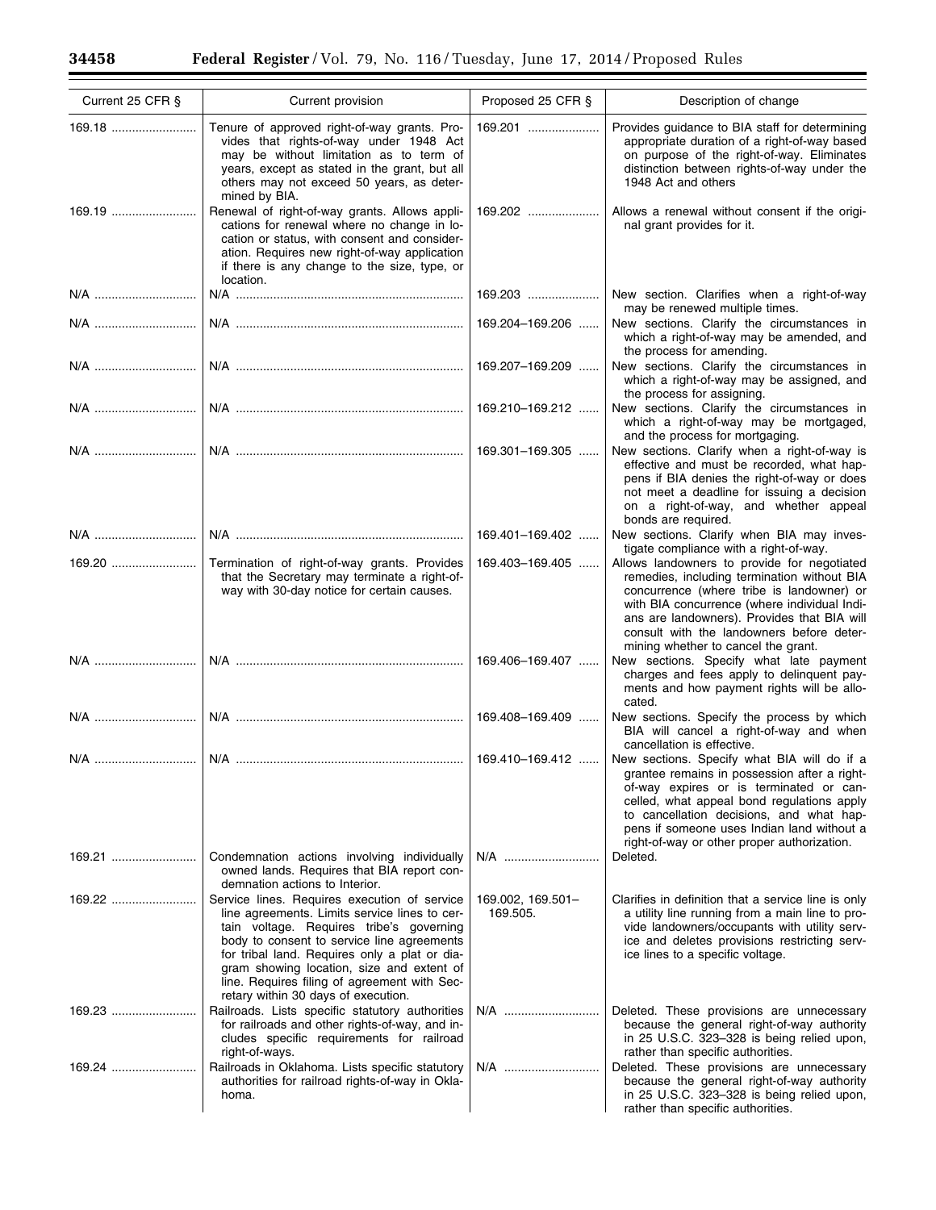| Current 25 CFR § | Current provision | Proposed 25 CFR § | Description of change |
|---|---|---|---|
| 169.18 | Tenure of approved right-of-way grants. Provides that rights-of-way under 1948 Act may be without limitation as to term of years, except as stated in the grant, but all others may not exceed 50 years, as determined by BIA. | 169.201 | Provides guidance to BIA staff for determining appropriate duration of a right-of-way based on purpose of the right-of-way. Eliminates distinction between rights-of-way under the 1948 Act and others |
| 169.19 | Renewal of right-of-way grants. Allows applications for renewal where no change in location or status, with consent and consideration. Requires new right-of-way application if there is any change to the size, type, or location. | 169.202 | Allows a renewal without consent if the original grant provides for it. |
| N/A | N/A | 169.203 | New section. Clarifies when a right-of-way may be renewed multiple times. |
| N/A | N/A | 169.204–169.206 | New sections. Clarify the circumstances in which a right-of-way may be amended, and the process for amending. |
| N/A | N/A | 169.207–169.209 | New sections. Clarify the circumstances in which a right-of-way may be assigned, and the process for assigning. |
| N/A | N/A | 169.210–169.212 | New sections. Clarify the circumstances in which a right-of-way may be mortgaged, and the process for mortgaging. |
| N/A | N/A | 169.301–169.305 | New sections. Clarify when a right-of-way is effective and must be recorded, what happens if BIA denies the right-of-way or does not meet a deadline for issuing a decision on a right-of-way, and whether appeal bonds are required. |
| N/A | N/A | 169.401–169.402 | New sections. Clarify when BIA may investigate compliance with a right-of-way. |
| 169.20 | Termination of right-of-way grants. Provides that the Secretary may terminate a right-of-way with 30-day notice for certain causes. | 169.403–169.405 | Allows landowners to provide for negotiated remedies, including termination without BIA concurrence (where tribe is landowner) or with BIA concurrence (where individual Indians are landowners). Provides that BIA will consult with the landowners before determining whether to cancel the grant. |
| N/A | N/A | 169.406–169.407 | New sections. Specify what late payment charges and fees apply to delinquent payments and how payment rights will be allocated. |
| N/A | N/A | 169.408–169.409 | New sections. Specify the process by which BIA will cancel a right-of-way and when cancellation is effective. |
| N/A | N/A | 169.410–169.412 | New sections. Specify what BIA will do if a grantee remains in possession after a right-of-way expires or is terminated or cancelled, what appeal bond regulations apply to cancellation decisions, and what happens if someone uses Indian land without a right-of-way or other proper authorization. |
| 169.21 | Condemnation actions involving individually owned lands. Requires that BIA report condemnation actions to Interior. | N/A | Deleted. |
| 169.22 | Service lines. Requires execution of service line agreements. Limits service lines to certain voltage. Requires tribe's governing body to consent to service line agreements for tribal land. Requires only a plat or diagram showing location, size and extent of line. Requires filing of agreement with Secretary within 30 days of execution. | 169.002, 169.501–169.505. | Clarifies in definition that a service line is only a utility line running from a main line to provide landowners/occupants with utility service and deletes provisions restricting service lines to a specific voltage. |
| 169.23 | Railroads. Lists specific statutory authorities for railroads and other rights-of-way, and includes specific requirements for railroad right-of-ways. | N/A | Deleted. These provisions are unnecessary because the general right-of-way authority in 25 U.S.C. 323–328 is being relied upon, rather than specific authorities. |
| 169.24 | Railroads in Oklahoma. Lists specific statutory authorities for railroad rights-of-way in Oklahoma. | N/A | Deleted. These provisions are unnecessary because the general right-of-way authority in 25 U.S.C. 323–328 is being relied upon, rather than specific authorities. |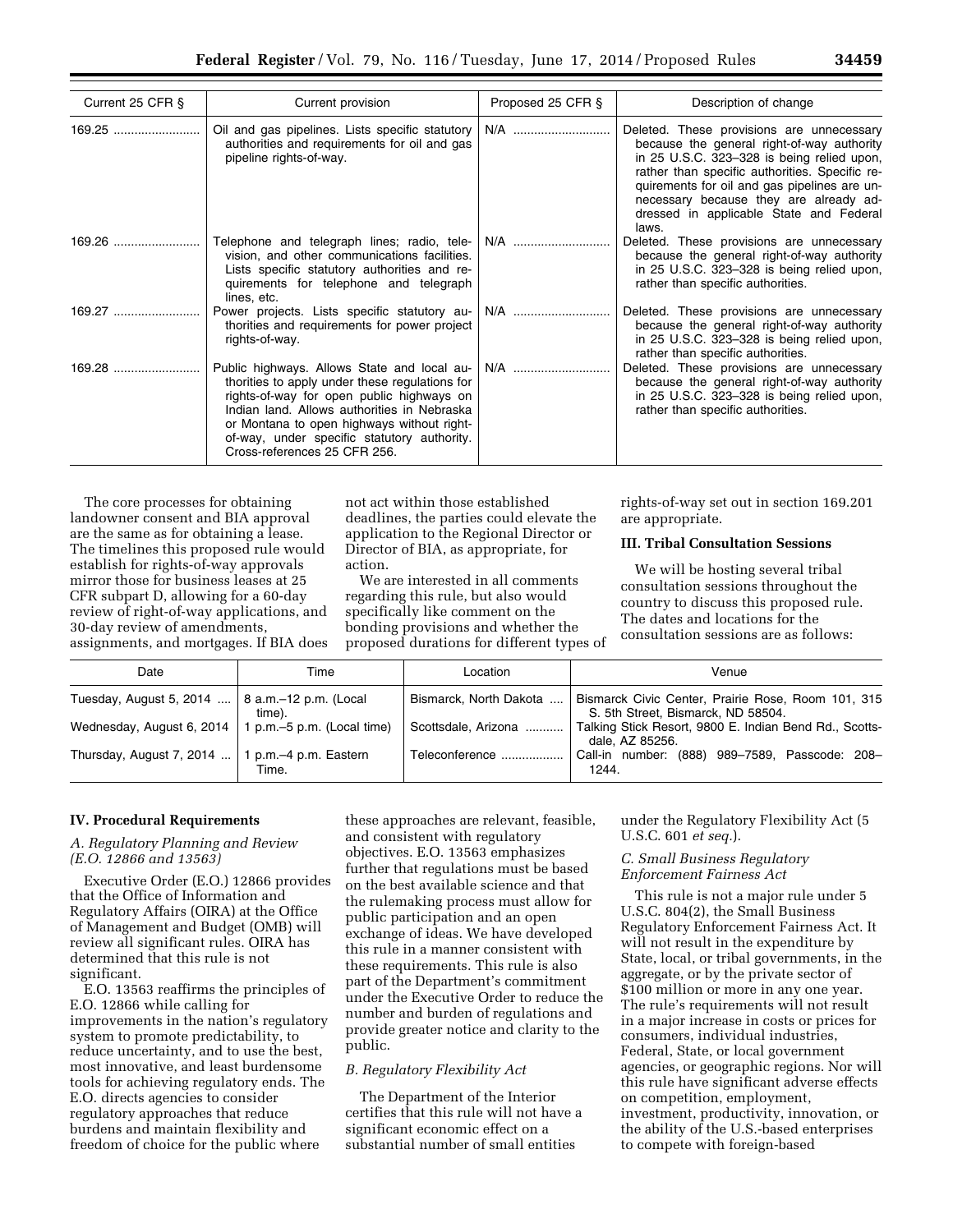| Current 25 CFR § | Current provision | Proposed 25 CFR § | Description of change |
|---|---|---|---|
| 169.25 | Oil and gas pipelines. Lists specific statutory authorities and requirements for oil and gas pipeline rights-of-way. | N/A | Deleted. These provisions are unnecessary because the general right-of-way authority in 25 U.S.C. 323–328 is being relied upon, rather than specific authorities. Specific requirements for oil and gas pipelines are unnecessary because they are already addressed in applicable State and Federal laws. |
| 169.26 | Telephone and telegraph lines; radio, television, and other communications facilities. Lists specific statutory authorities and requirements for telephone and telegraph lines, etc. | N/A | Deleted. These provisions are unnecessary because the general right-of-way authority in 25 U.S.C. 323–328 is being relied upon, rather than specific authorities. |
| 169.27 | Power projects. Lists specific statutory authorities and requirements for power project rights-of-way. | N/A | Deleted. These provisions are unnecessary because the general right-of-way authority in 25 U.S.C. 323–328 is being relied upon, rather than specific authorities. |
| 169.28 | Public highways. Allows State and local authorities to apply under these regulations for rights-of-way for open public highways on Indian land. Allows authorities in Nebraska or Montana to open highways without right-of-way, under specific statutory authority. Cross-references 25 CFR 256. | N/A | Deleted. These provisions are unnecessary because the general right-of-way authority in 25 U.S.C. 323–328 is being relied upon, rather than specific authorities. |

The core processes for obtaining landowner consent and BIA approval are the same as for obtaining a lease. The timelines this proposed rule would establish for rights-of-way approvals mirror those for business leases at 25 CFR subpart D, allowing for a 60-day review of right-of-way applications, and 30-day review of amendments, assignments, and mortgages. If BIA does not act within those established deadlines, the parties could elevate the application to the Regional Director or Director of BIA, as appropriate, for action.

We are interested in all comments regarding this rule, but also would specifically like comment on the bonding provisions and whether the proposed durations for different types of rights-of-way set out in section 169.201 are appropriate.

## III. Tribal Consultation Sessions

We will be hosting several tribal consultation sessions throughout the country to discuss this proposed rule. The dates and locations for the consultation sessions are as follows:

| Date | Time | Location | Venue |
|---|---|---|---|
| Tuesday, August 5, 2014 | 8 a.m.–12 p.m. (Local time). | Bismarck, North Dakota | Bismarck Civic Center, Prairie Rose, Room 101, 315 S. 5th Street, Bismarck, ND 58504. |
| Wednesday, August 6, 2014 | 1 p.m.–5 p.m. (Local time) | Scottsdale, Arizona | Talking Stick Resort, 9800 E. Indian Bend Rd., Scottsdale, AZ 85256. |
| Thursday, August 7, 2014 | 1 p.m.–4 p.m. Eastern Time. | Teleconference | Call-in number: (888) 989–7589, Passcode: 208–1244. |

## IV. Procedural Requirements

### *A. Regulatory Planning and Review (E.O. 12866 and 13563)*

Executive Order (E.O.) 12866 provides that the Office of Information and Regulatory Affairs (OIRA) at the Office of Management and Budget (OMB) will review all significant rules. OIRA has determined that this rule is not significant.

E.O. 13563 reaffirms the principles of E.O. 12866 while calling for improvements in the nation's regulatory system to promote predictability, to reduce uncertainty, and to use the best, most innovative, and least burdensome tools for achieving regulatory ends. The E.O. directs agencies to consider regulatory approaches that reduce burdens and maintain flexibility and freedom of choice for the public where these approaches are relevant, feasible, and consistent with regulatory objectives. E.O. 13563 emphasizes further that regulations must be based on the best available science and that the rulemaking process must allow for public participation and an open exchange of ideas. We have developed this rule in a manner consistent with these requirements. This rule is also part of the Department's commitment under the Executive Order to reduce the number and burden of regulations and provide greater notice and clarity to the public.

### *B. Regulatory Flexibility Act*

The Department of the Interior certifies that this rule will not have a significant economic effect on a substantial number of small entities under the Regulatory Flexibility Act (5 U.S.C. 601 *et seq.*).

### *C. Small Business Regulatory Enforcement Fairness Act*

This rule is not a major rule under 5 U.S.C. 804(2), the Small Business Regulatory Enforcement Fairness Act. It will not result in the expenditure by State, local, or tribal governments, in the aggregate, or by the private sector of $100 million or more in any one year. The rule's requirements will not result in a major increase in costs or prices for consumers, individual industries, Federal, State, or local government agencies, or geographic regions. Nor will this rule have significant adverse effects on competition, employment, investment, productivity, innovation, or the ability of the U.S.-based enterprises to compete with foreign-based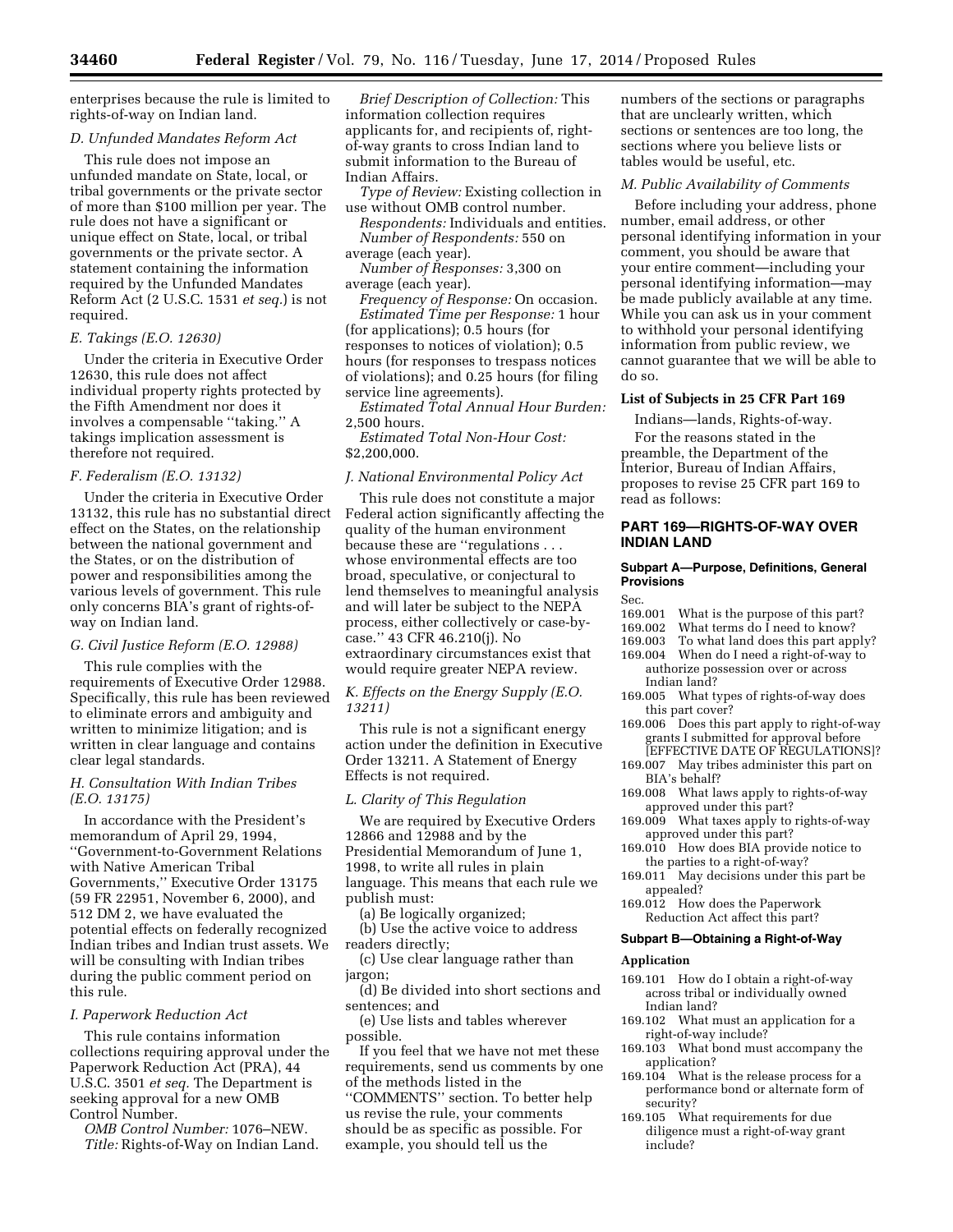enterprises because the rule is limited to rights-of-way on Indian land.

### D. Unfunded Mandates Reform Act

This rule does not impose an unfunded mandate on State, local, or tribal governments or the private sector of more than $100 million per year. The rule does not have a significant or unique effect on State, local, or tribal governments or the private sector. A statement containing the information required by the Unfunded Mandates Reform Act (2 U.S.C. 1531 *et seq.*) is not required.

### E. Takings (E.O. 12630)

Under the criteria in Executive Order 12630, this rule does not affect individual property rights protected by the Fifth Amendment nor does it involves a compensable ''taking.'' A takings implication assessment is therefore not required.

### F. Federalism (E.O. 13132)

Under the criteria in Executive Order 13132, this rule has no substantial direct effect on the States, on the relationship between the national government and the States, or on the distribution of power and responsibilities among the various levels of government. This rule only concerns BIA's grant of rights-of-way on Indian land.

### G. Civil Justice Reform (E.O. 12988)

This rule complies with the requirements of Executive Order 12988. Specifically, this rule has been reviewed to eliminate errors and ambiguity and written to minimize litigation; and is written in clear language and contains clear legal standards.

### H. Consultation With Indian Tribes (E.O. 13175)

In accordance with the President's memorandum of April 29, 1994, ''Government-to-Government Relations with Native American Tribal Governments,'' Executive Order 13175 (59 FR 22951, November 6, 2000), and 512 DM 2, we have evaluated the potential effects on federally recognized Indian tribes and Indian trust assets. We will be consulting with Indian tribes during the public comment period on this rule.

### I. Paperwork Reduction Act

This rule contains information collections requiring approval under the Paperwork Reduction Act (PRA), 44 U.S.C. 3501 *et seq.* The Department is seeking approval for a new OMB Control Number.

*OMB Control Number:* 1076–NEW.

*Title:* Rights-of-Way on Indian Land.

*Brief Description of Collection:* This information collection requires applicants for, and recipients of, right-of-way grants to cross Indian land to submit information to the Bureau of Indian Affairs.

*Type of Review:* Existing collection in use without OMB control number.

*Respondents:* Individuals and entities.

*Number of Respondents:* 550 on average (each year).

*Number of Responses:* 3,300 on average (each year).

*Frequency of Response:* On occasion.

*Estimated Time per Response:* 1 hour (for applications); 0.5 hours (for responses to notices of violation); 0.5 hours (for responses to trespass notices of violations); and 0.25 hours (for filing service line agreements).

*Estimated Total Annual Hour Burden:* 2,500 hours.

*Estimated Total Non-Hour Cost:* $2,200,000.

### J. National Environmental Policy Act

This rule does not constitute a major Federal action significantly affecting the quality of the human environment because these are ''regulations . . . whose environmental effects are too broad, speculative, or conjectural to lend themselves to meaningful analysis and will later be subject to the NEPA process, either collectively or case-by-case.'' 43 CFR 46.210(j). No extraordinary circumstances exist that would require greater NEPA review.

### K. Effects on the Energy Supply (E.O. 13211)

This rule is not a significant energy action under the definition in Executive Order 13211. A Statement of Energy Effects is not required.

### L. Clarity of This Regulation

We are required by Executive Orders 12866 and 12988 and by the Presidential Memorandum of June 1, 1998, to write all rules in plain language. This means that each rule we publish must:

(a) Be logically organized;

(b) Use the active voice to address readers directly;

(c) Use clear language rather than jargon;

(d) Be divided into short sections and sentences; and

(e) Use lists and tables wherever possible.

If you feel that we have not met these requirements, send us comments by one of the methods listed in the ''COMMENTS'' section. To better help us revise the rule, your comments should be as specific as possible. For example, you should tell us the numbers of the sections or paragraphs that are unclearly written, which sections or sentences are too long, the sections where you believe lists or tables would be useful, etc.

### M. Public Availability of Comments

Before including your address, phone number, email address, or other personal identifying information in your comment, you should be aware that your entire comment—including your personal identifying information—may be made publicly available at any time. While you can ask us in your comment to withhold your personal identifying information from public review, we cannot guarantee that we will be able to do so.

**List of Subjects in 25 CFR Part 169**

Indians—lands, Rights-of-way.

For the reasons stated in the preamble, the Department of the Interior, Bureau of Indian Affairs, proposes to revise 25 CFR part 169 to read as follows:

## PART 169—RIGHTS-OF-WAY OVER INDIAN LAND

#### Subpart A—Purpose, Definitions, General Provisions

Sec.

169.001 What is the purpose of this part?

169.002 What terms do I need to know?

169.003 To what land does this part apply?

169.004 When do I need a right-of-way to authorize possession over or across Indian land?

169.005 What types of rights-of-way does this part cover?

169.006 Does this part apply to right-of-way grants I submitted for approval before [EFFECTIVE DATE OF REGULATIONS]?

169.007 May tribes administer this part on BIA's behalf?

169.008 What laws apply to rights-of-way approved under this part?

169.009 What taxes apply to rights-of-way approved under this part?

169.010 How does BIA provide notice to the parties to a right-of-way?

169.011 May decisions under this part be appealed?

169.012 How does the Paperwork Reduction Act affect this part?

#### Subpart B—Obtaining a Right-of-Way

**Application**

169.101 How do I obtain a right-of-way across tribal or individually owned Indian land?

169.102 What must an application for a right-of-way include?

169.103 What bond must accompany the application?

169.104 What is the release process for a performance bond or alternate form of security?

169.105 What requirements for due diligence must a right-of-way grant include?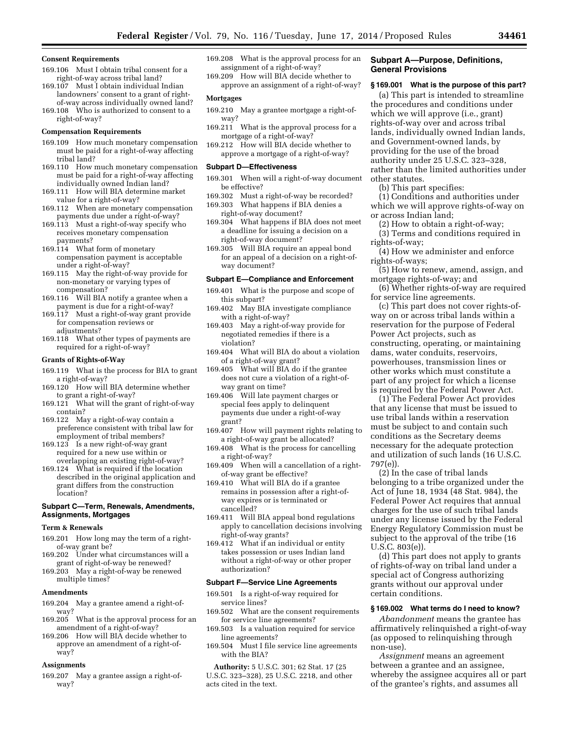**Consent Requirements**

169.106 Must I obtain tribal consent for a right-of-way across tribal land?

169.107 Must I obtain individual Indian landowners' consent to a grant of right-of-way across individually owned land?

169.108 Who is authorized to consent to a right-of-way?

**Compensation Requirements**

169.109 How much monetary compensation must be paid for a right-of-way affecting tribal land?

169.110 How much monetary compensation must be paid for a right-of-way affecting individually owned Indian land?

169.111 How will BIA determine market value for a right-of-way?

169.112 When are monetary compensation payments due under a right-of-way?

169.113 Must a right-of-way specify who receives monetary compensation payments?

169.114 What form of monetary compensation payment is acceptable under a right-of-way?

169.115 May the right-of-way provide for non-monetary or varying types of compensation?

169.116 Will BIA notify a grantee when a payment is due for a right-of-way?

169.117 Must a right-of-way grant provide for compensation reviews or adjustments?

169.118 What other types of payments are required for a right-of-way?

**Grants of Rights-of-Way**

169.119 What is the process for BIA to grant a right-of-way?

169.120 How will BIA determine whether to grant a right-of-way?

169.121 What will the grant of right-of-way contain?

169.122 May a right-of-way contain a preference consistent with tribal law for employment of tribal members?

169.123 Is a new right-of-way grant required for a new use within or overlapping an existing right-of-way?

169.124 What is required if the location described in the original application and grant differs from the construction location?

**Subpart C—Term, Renewals, Amendments, Assignments, Mortgages**

**Term & Renewals**

169.201 How long may the term of a right-of-way grant be?

169.202 Under what circumstances will a grant of right-of-way be renewed?

169.203 May a right-of-way be renewed multiple times?

**Amendments**

169.204 May a grantee amend a right-of-way?

169.205 What is the approval process for an amendment of a right-of-way?

169.206 How will BIA decide whether to approve an amendment of a right-of-way?

**Assignments**

169.207 May a grantee assign a right-of-way?

169.208 What is the approval process for an assignment of a right-of-way?

169.209 How will BIA decide whether to approve an assignment of a right-of-way?

**Mortgages**

169.210 May a grantee mortgage a right-of-way?

169.211 What is the approval process for a mortgage of a right-of-way?

169.212 How will BIA decide whether to approve a mortgage of a right-of-way?

**Subpart D—Effectiveness**

169.301 When will a right-of-way document be effective?

169.302 Must a right-of-way be recorded?

169.303 What happens if BIA denies a right-of-way document?

169.304 What happens if BIA does not meet a deadline for issuing a decision on a right-of-way document?

169.305 Will BIA require an appeal bond for an appeal of a decision on a right-of-way document?

**Subpart E—Compliance and Enforcement**

169.401 What is the purpose and scope of this subpart?

169.402 May BIA investigate compliance with a right-of-way?

169.403 May a right-of-way provide for negotiated remedies if there is a violation?

169.404 What will BIA do about a violation of a right-of-way grant?

169.405 What will BIA do if the grantee does not cure a violation of a right-of-way grant on time?

169.406 Will late payment charges or special fees apply to delinquent payments due under a right-of-way grant?

169.407 How will payment rights relating to a right-of-way grant be allocated?

169.408 What is the process for cancelling a right-of-way?

169.409 When will a cancellation of a right-of-way grant be effective?

169.410 What will BIA do if a grantee remains in possession after a right-of-way expires or is terminated or cancelled?

169.411 Will BIA appeal bond regulations apply to cancellation decisions involving right-of-way grants?

169.412 What if an individual or entity takes possession or uses Indian land without a right-of-way or other proper authorization?

**Subpart F—Service Line Agreements**

169.501 Is a right-of-way required for service lines?

169.502 What are the consent requirements for service line agreements?

169.503 Is a valuation required for service line agreements?

169.504 Must I file service line agreements with the BIA?

**Authority:** 5 U.S.C. 301; 62 Stat. 17 (25 U.S.C. 323–328), 25 U.S.C. 2218, and other acts cited in the text.

## Subpart A—Purpose, Definitions, General Provisions

### § 169.001 What is the purpose of this part?

(a) This part is intended to streamline the procedures and conditions under which we will approve (i.e., grant) rights-of-way over and across tribal lands, individually owned Indian lands, and Government-owned lands, by providing for the use of the broad authority under 25 U.S.C. 323–328, rather than the limited authorities under other statutes.

(b) This part specifies:

(1) Conditions and authorities under which we will approve rights-of-way on or across Indian land;

(2) How to obtain a right-of-way;

(3) Terms and conditions required in rights-of-way;

(4) How we administer and enforce rights-of-ways;

(5) How to renew, amend, assign, and mortgage rights-of-way; and

(6) Whether rights-of-way are required for service line agreements.

(c) This part does not cover rights-of-way on or across tribal lands within a reservation for the purpose of Federal Power Act projects, such as constructing, operating, or maintaining dams, water conduits, reservoirs, powerhouses, transmission lines or other works which must constitute a part of any project for which a license is required by the Federal Power Act.

(1) The Federal Power Act provides that any license that must be issued to use tribal lands within a reservation must be subject to and contain such conditions as the Secretary deems necessary for the adequate protection and utilization of such lands (16 U.S.C. 797(e)).

(2) In the case of tribal lands belonging to a tribe organized under the Act of June 18, 1934 (48 Stat. 984), the Federal Power Act requires that annual charges for the use of such tribal lands under any license issued by the Federal Energy Regulatory Commission must be subject to the approval of the tribe (16 U.S.C. 803(e)).

(d) This part does not apply to grants of rights-of-way on tribal land under a special act of Congress authorizing grants without our approval under certain conditions.

### § 169.002 What terms do I need to know?

*Abandonment* means the grantee has affirmatively relinquished a right-of-way (as opposed to relinquishing through non-use).

*Assignment* means an agreement between a grantee and an assignee, whereby the assignee acquires all or part of the grantee's rights, and assumes all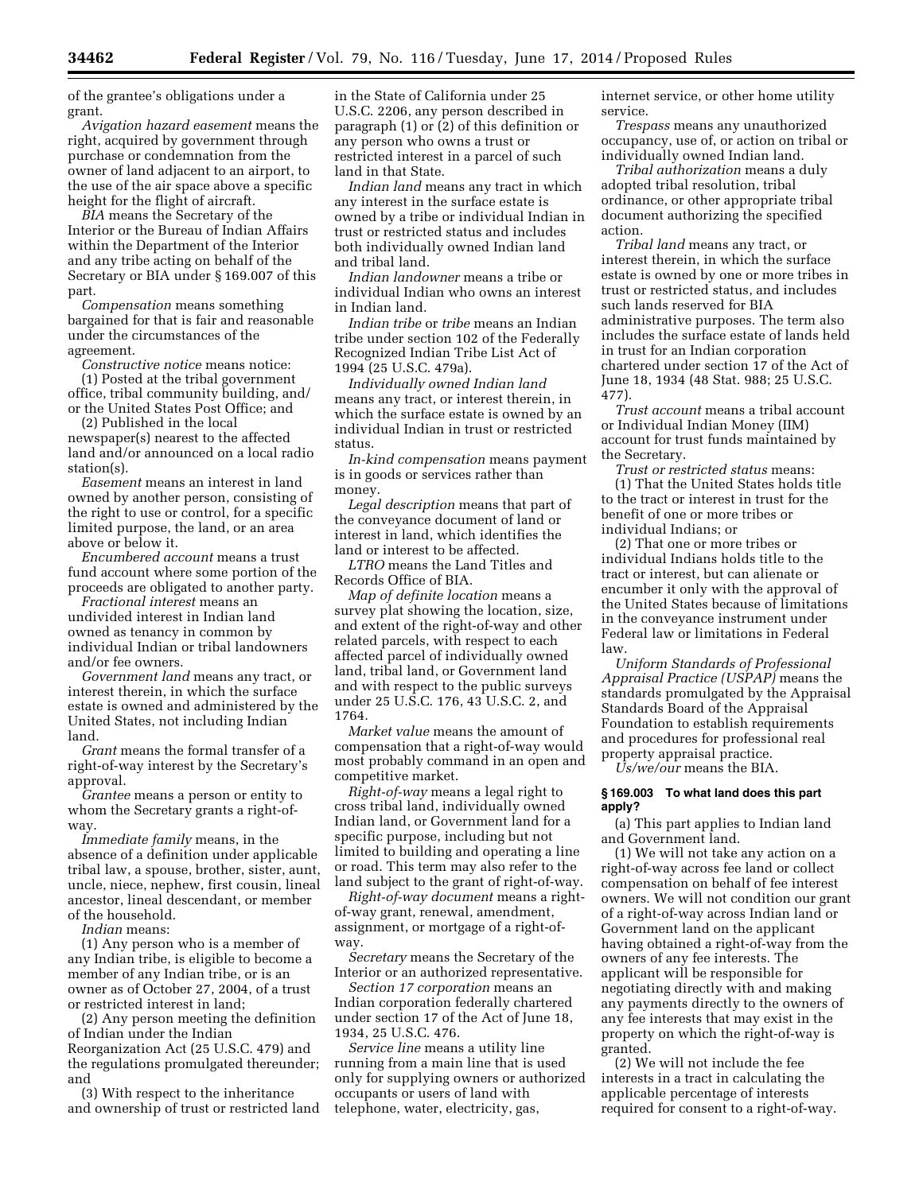of the grantee's obligations under a grant.

*Avigation hazard easement* means the right, acquired by government through purchase or condemnation from the owner of land adjacent to an airport, to the use of the air space above a specific height for the flight of aircraft.

*BIA* means the Secretary of the Interior or the Bureau of Indian Affairs within the Department of the Interior and any tribe acting on behalf of the Secretary or BIA under § 169.007 of this part.

*Compensation* means something bargained for that is fair and reasonable under the circumstances of the agreement.

*Constructive notice* means notice:

(1) Posted at the tribal government office, tribal community building, and/or the United States Post Office; and

(2) Published in the local newspaper(s) nearest to the affected land and/or announced on a local radio station(s).

*Easement* means an interest in land owned by another person, consisting of the right to use or control, for a specific limited purpose, the land, or an area above or below it.

*Encumbered account* means a trust fund account where some portion of the proceeds are obligated to another party.

*Fractional interest* means an undivided interest in Indian land owned as tenancy in common by individual Indian or tribal landowners and/or fee owners.

*Government land* means any tract, or interest therein, in which the surface estate is owned and administered by the United States, not including Indian land.

*Grant* means the formal transfer of a right-of-way interest by the Secretary's approval.

*Grantee* means a person or entity to whom the Secretary grants a right-of-way.

*Immediate family* means, in the absence of a definition under applicable tribal law, a spouse, brother, sister, aunt, uncle, niece, nephew, first cousin, lineal ancestor, lineal descendant, or member of the household.

*Indian* means:

(1) Any person who is a member of any Indian tribe, is eligible to become a member of any Indian tribe, or is an owner as of October 27, 2004, of a trust or restricted interest in land;

(2) Any person meeting the definition of Indian under the Indian Reorganization Act (25 U.S.C. 479) and the regulations promulgated thereunder; and

(3) With respect to the inheritance and ownership of trust or restricted land in the State of California under 25 U.S.C. 2206, any person described in paragraph (1) or (2) of this definition or any person who owns a trust or restricted interest in a parcel of such land in that State.

*Indian land* means any tract in which any interest in the surface estate is owned by a tribe or individual Indian in trust or restricted status and includes both individually owned Indian land and tribal land.

*Indian landowner* means a tribe or individual Indian who owns an interest in Indian land.

*Indian tribe* or *tribe* means an Indian tribe under section 102 of the Federally Recognized Indian Tribe List Act of 1994 (25 U.S.C. 479a).

*Individually owned Indian land* means any tract, or interest therein, in which the surface estate is owned by an individual Indian in trust or restricted status.

*In-kind compensation* means payment is in goods or services rather than money.

*Legal description* means that part of the conveyance document of land or interest in land, which identifies the land or interest to be affected.

*LTRO* means the Land Titles and Records Office of BIA.

*Map of definite location* means a survey plat showing the location, size, and extent of the right-of-way and other related parcels, with respect to each affected parcel of individually owned land, tribal land, or Government land and with respect to the public surveys under 25 U.S.C. 176, 43 U.S.C. 2, and 1764.

*Market value* means the amount of compensation that a right-of-way would most probably command in an open and competitive market.

*Right-of-way* means a legal right to cross tribal land, individually owned Indian land, or Government land for a specific purpose, including but not limited to building and operating a line or road. This term may also refer to the land subject to the grant of right-of-way.

*Right-of-way document* means a right-of-way grant, renewal, amendment, assignment, or mortgage of a right-of-way.

*Secretary* means the Secretary of the Interior or an authorized representative.

*Section 17 corporation* means an Indian corporation federally chartered under section 17 of the Act of June 18, 1934, 25 U.S.C. 476.

*Service line* means a utility line running from a main line that is used only for supplying owners or authorized occupants or users of land with telephone, water, electricity, gas, internet service, or other home utility service.

*Trespass* means any unauthorized occupancy, use of, or action on tribal or individually owned Indian land.

*Tribal authorization* means a duly adopted tribal resolution, tribal ordinance, or other appropriate tribal document authorizing the specified action.

*Tribal land* means any tract, or interest therein, in which the surface estate is owned by one or more tribes in trust or restricted status, and includes such lands reserved for BIA administrative purposes. The term also includes the surface estate of lands held in trust for an Indian corporation chartered under section 17 of the Act of June 18, 1934 (48 Stat. 988; 25 U.S.C. 477).

*Trust account* means a tribal account or Individual Indian Money (IIM) account for trust funds maintained by the Secretary.

*Trust or restricted status* means:

(1) That the United States holds title to the tract or interest in trust for the benefit of one or more tribes or individual Indians; or

(2) That one or more tribes or individual Indians holds title to the tract or interest, but can alienate or encumber it only with the approval of the United States because of limitations in the conveyance instrument under Federal law or limitations in Federal law.

*Uniform Standards of Professional Appraisal Practice (USPAP)* means the standards promulgated by the Appraisal Standards Board of the Appraisal Foundation to establish requirements and procedures for professional real property appraisal practice.

*Us/we/our* means the BIA.

### § 169.003 To what land does this part apply?

(a) This part applies to Indian land and Government land.

(1) We will not take any action on a right-of-way across fee land or collect compensation on behalf of fee interest owners. We will not condition our grant of a right-of-way across Indian land or Government land on the applicant having obtained a right-of-way from the owners of any fee interests. The applicant will be responsible for negotiating directly with and making any payments directly to the owners of any fee interests that may exist in the property on which the right-of-way is granted.

(2) We will not include the fee interests in a tract in calculating the applicable percentage of interests required for consent to a right-of-way.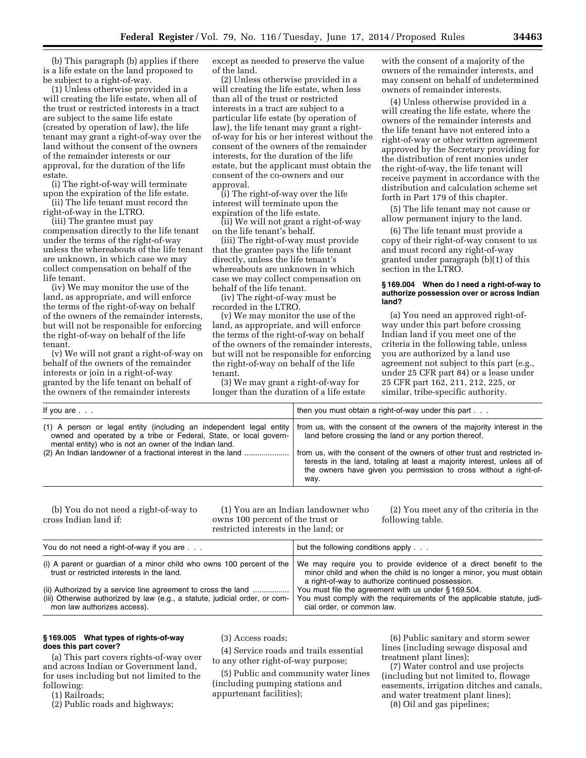(b) This paragraph (b) applies if there is a life estate on the land proposed to be subject to a right-of-way.

(1) Unless otherwise provided in a will creating the life estate, when all of the trust or restricted interests in a tract are subject to the same life estate (created by operation of law), the life tenant may grant a right-of-way over the land without the consent of the owners of the remainder interests or our approval, for the duration of the life estate.

(i) The right-of-way will terminate upon the expiration of the life estate.

(ii) The life tenant must record the right-of-way in the LTRO.

(iii) The grantee must pay compensation directly to the life tenant under the terms of the right-of-way unless the whereabouts of the life tenant are unknown, in which case we may collect compensation on behalf of the life tenant.

(iv) We may monitor the use of the land, as appropriate, and will enforce the terms of the right-of-way on behalf of the owners of the remainder interests, but will not be responsible for enforcing the right-of-way on behalf of the life tenant.

(v) We will not grant a right-of-way on behalf of the owners of the remainder interests or join in a right-of-way granted by the life tenant on behalf of the owners of the remainder interests except as needed to preserve the value of the land.

(2) Unless otherwise provided in a will creating the life estate, when less than all of the trust or restricted interests in a tract are subject to a particular life estate (by operation of law), the life tenant may grant a right-of-way for his or her interest without the consent of the owners of the remainder interests, for the duration of the life estate, but the applicant must obtain the consent of the co-owners and our approval.

(i) The right-of-way over the life interest will terminate upon the expiration of the life estate.

(ii) We will not grant a right-of-way on the life tenant's behalf.

(iii) The right-of-way must provide that the grantee pays the life tenant directly, unless the life tenant's whereabouts are unknown in which case we may collect compensation on behalf of the life tenant.

(iv) The right-of-way must be recorded in the LTRO.

(v) We may monitor the use of the land, as appropriate, and will enforce the terms of the right-of-way on behalf of the owners of the remainder interests, but will not be responsible for enforcing the right-of-way on behalf of the life tenant.

(3) We may grant a right-of-way for longer than the duration of a life estate with the consent of a majority of the owners of the remainder interests, and may consent on behalf of undetermined owners of remainder interests.

(4) Unless otherwise provided in a will creating the life estate, where the owners of the remainder interests and the life tenant have not entered into a right-of-way or other written agreement approved by the Secretary providing for the distribution of rent monies under the right-of-way, the life tenant will receive payment in accordance with the distribution and calculation scheme set forth in Part 179 of this chapter.

(5) The life tenant may not cause or allow permanent injury to the land.

(6) The life tenant must provide a copy of their right-of-way consent to us and must record any right-of-way granted under paragraph (b)(1) of this section in the LTRO.

#### § 169.004 When do I need a right-of-way to authorize possession over or across Indian land?

(a) You need an approved right-of-way under this part before crossing Indian land if you meet one of the criteria in the following table, unless you are authorized by a land use agreement not subject to this part (e.g., under 25 CFR part 84) or a lease under 25 CFR part 162, 211, 212, 225, or similar, tribe-specific authority.

| If you are . . . | then you must obtain a right-of-way under this part . . . |
|---|---|
| (1) A person or legal entity (including an independent legal entity owned and operated by a tribe or Federal, State, or local governmental entity) who is not an owner of the Indian land. | from us, with the consent of the owners of the majority interest in the land before crossing the land or any portion thereof. |
| (2) An Indian landowner of a fractional interest in the land | from us, with the consent of the owners of other trust and restricted interests in the land, totaling at least a majority interest, unless all of the owners have given you permission to cross without a right-of-way. |

(b) You do not need a right-of-way to cross Indian land if:

(1) You are an Indian landowner who owns 100 percent of the trust or restricted interests in the land; or

(2) You meet any of the criteria in the following table.

| You do not need a right-of-way if you are . . . | but the following conditions apply . . . |
|---|---|
| (i) A parent or guardian of a minor child who owns 100 percent of the trust or restricted interests in the land. | We may require you to provide evidence of a direct benefit to the minor child and when the child is no longer a minor, you must obtain a right-of-way to authorize continued possession. |
| (ii) Authorized by a service line agreement to cross the land | You must file the agreement with us under § 169.504. |
| (iii) Otherwise authorized by law (e.g., a statute, judicial order, or common law authorizes access). | You must comply with the requirements of the applicable statute, judicial order, or common law. |

#### § 169.005 What types of rights-of-ways does this part cover?

(a) This part covers rights-of-way over and across Indian or Government land, for uses including but not limited to the following:

(1) Railroads;

(2) Public roads and highways;

(3) Access roads;

(4) Service roads and trails essential to any other right-of-way purpose;

(5) Public and community water lines (including pumping stations and appurtenant facilities);

(6) Public sanitary and storm sewer lines (including sewage disposal and treatment plant lines);

(7) Water control and use projects (including but not limited to, flowage easements, irrigation ditches and canals, and water treatment plant lines);

(8) Oil and gas pipelines;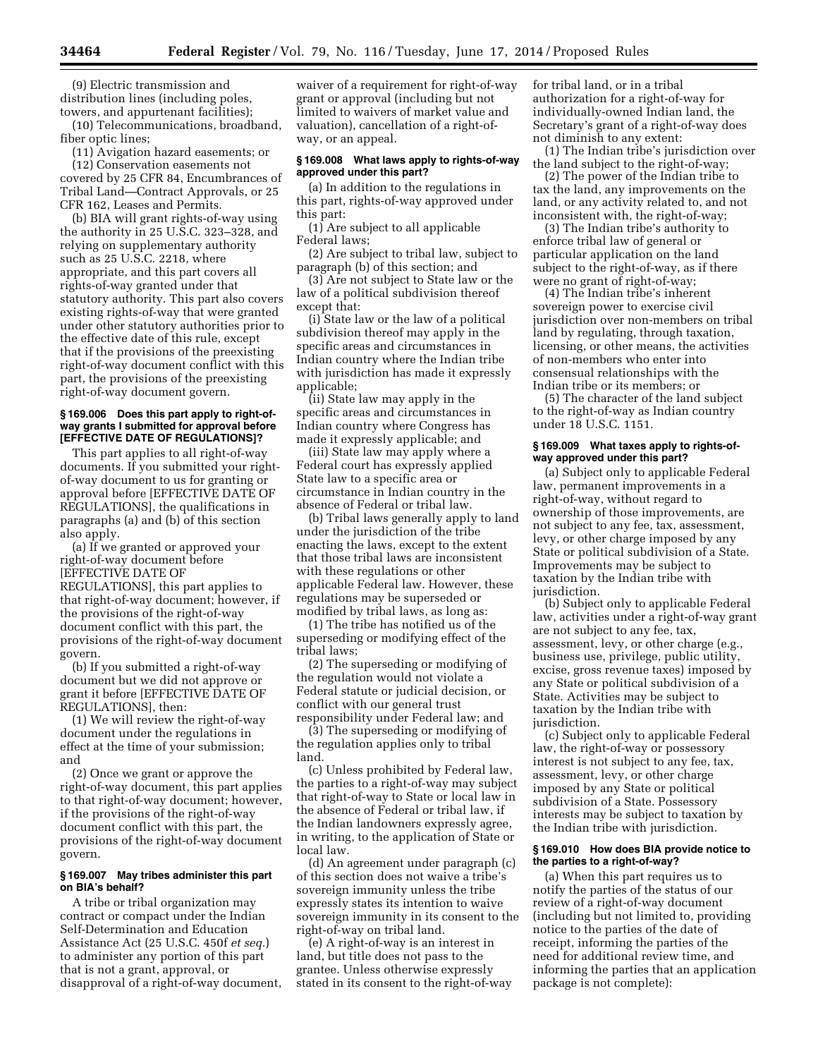(9) Electric transmission and distribution lines (including poles, towers, and appurtenant facilities);

(10) Telecommunications, broadband, fiber optic lines;

(11) Avigation hazard easements; or

(12) Conservation easements not covered by 25 CFR 84, Encumbrances of Tribal Land—Contract Approvals, or 25 CFR 162, Leases and Permits.

(b) BIA will grant rights-of-way using the authority in 25 U.S.C. 323–328, and relying on supplementary authority such as 25 U.S.C. 2218, where appropriate, and this part covers all rights-of-way granted under that statutory authority. This part also covers existing rights-of-way that were granted under other statutory authorities prior to the effective date of this rule, except that if the provisions of the preexisting right-of-way document conflict with this part, the provisions of the preexisting right-of-way document govern.

### § 169.006 Does this part apply to right-of-way grants I submitted for approval before [EFFECTIVE DATE OF REGULATIONS]?

This part applies to all right-of-way documents. If you submitted your right-of-way document to us for granting or approval before [EFFECTIVE DATE OF REGULATIONS], the qualifications in paragraphs (a) and (b) of this section also apply.

(a) If we granted or approved your right-of-way document before [EFFECTIVE DATE OF REGULATIONS], this part applies to that right-of-way document; however, if the provisions of the right-of-way document conflict with this part, the provisions of the right-of-way document govern.

(b) If you submitted a right-of-way document but we did not approve or grant it before [EFFECTIVE DATE OF REGULATIONS], then:

(1) We will review the right-of-way document under the regulations in effect at the time of your submission; and

(2) Once we grant or approve the right-of-way document, this part applies to that right-of-way document; however, if the provisions of the right-of-way document conflict with this part, the provisions of the right-of-way document govern.

### § 169.007 May tribes administer this part on BIA's behalf?

A tribe or tribal organization may contract or compact under the Indian Self-Determination and Education Assistance Act (25 U.S.C. 450f *et seq.*) to administer any portion of this part that is not a grant, approval, or disapproval of a right-of-way document, waiver of a requirement for right-of-way grant or approval (including but not limited to waivers of market value and valuation), cancellation of a right-of-way, or an appeal.

### § 169.008 What laws apply to rights-of-way approved under this part?

(a) In addition to the regulations in this part, rights-of-way approved under this part:

(1) Are subject to all applicable Federal laws;

(2) Are subject to tribal law, subject to paragraph (b) of this section; and

(3) Are not subject to State law or the law of a political subdivision thereof except that:

(i) State law or the law of a political subdivision thereof may apply in the specific areas and circumstances in Indian country where the Indian tribe with jurisdiction has made it expressly applicable;

(ii) State law may apply in the specific areas and circumstances in Indian country where Congress has made it expressly applicable; and

(iii) State law may apply where a Federal court has expressly applied State law to a specific area or circumstance in Indian country in the absence of Federal or tribal law.

(b) Tribal laws generally apply to land under the jurisdiction of the tribe enacting the laws, except to the extent that those tribal laws are inconsistent with these regulations or other applicable Federal law. However, these regulations may be superseded or modified by tribal laws, as long as:

(1) The tribe has notified us of the superseding or modifying effect of the tribal laws;

(2) The superseding or modifying of the regulation would not violate a Federal statute or judicial decision, or conflict with our general trust responsibility under Federal law; and

(3) The superseding or modifying of the regulation applies only to tribal land.

(c) Unless prohibited by Federal law, the parties to a right-of-way may subject that right-of-way to State or local law in the absence of Federal or tribal law, if the Indian landowners expressly agree, in writing, to the application of State or local law.

(d) An agreement under paragraph (c) of this section does not waive a tribe's sovereign immunity unless the tribe expressly states its intention to waive sovereign immunity in its consent to the right-of-way on tribal land.

(e) A right-of-way is an interest in land, but title does not pass to the grantee. Unless otherwise expressly stated in its consent to the right-of-way for tribal land, or in a tribal authorization for a right-of-way for individually-owned Indian land, the Secretary's grant of a right-of-way does not diminish to any extent:

(1) The Indian tribe's jurisdiction over the land subject to the right-of-way;

(2) The power of the Indian tribe to tax the land, any improvements on the land, or any activity related to, and not inconsistent with, the right-of-way;

(3) The Indian tribe's authority to enforce tribal law of general or particular application on the land subject to the right-of-way, as if there were no grant of right-of-way;

(4) The Indian tribe's inherent sovereign power to exercise civil jurisdiction over non-members on tribal land by regulating, through taxation, licensing, or other means, the activities of non-members who enter into consensual relationships with the Indian tribe or its members; or

(5) The character of the land subject to the right-of-way as Indian country under 18 U.S.C. 1151.

### § 169.009 What taxes apply to rights-of-way approved under this part?

(a) Subject only to applicable Federal law, permanent improvements in a right-of-way, without regard to ownership of those improvements, are not subject to any fee, tax, assessment, levy, or other charge imposed by any State or political subdivision of a State. Improvements may be subject to taxation by the Indian tribe with jurisdiction.

(b) Subject only to applicable Federal law, activities under a right-of-way grant are not subject to any fee, tax, assessment, levy, or other charge (e.g., business use, privilege, public utility, excise, gross revenue taxes) imposed by any State or political subdivision of a State. Activities may be subject to taxation by the Indian tribe with jurisdiction.

(c) Subject only to applicable Federal law, the right-of-way or possessory interest is not subject to any fee, tax, assessment, levy, or other charge imposed by any State or political subdivision of a State. Possessory interests may be subject to taxation by the Indian tribe with jurisdiction.

### § 169.010 How does BIA provide notice to the parties to a right-of-way?

(a) When this part requires us to notify the parties of the status of our review of a right-of-way document (including but not limited to, providing notice to the parties of the date of receipt, informing the parties of the need for additional review time, and informing the parties that an application package is not complete):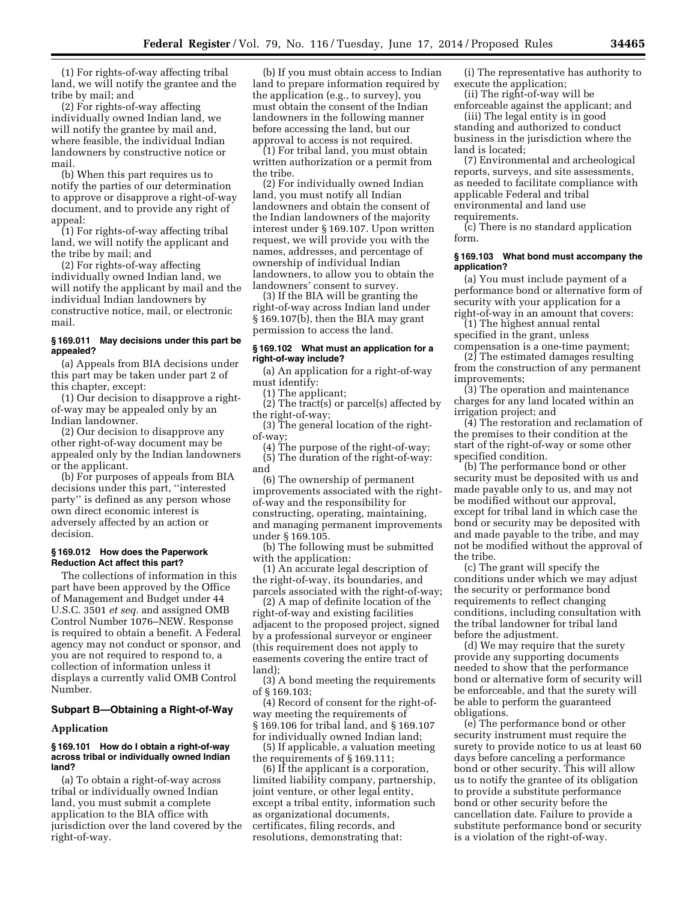(1) For rights-of-way affecting tribal land, we will notify the grantee and the tribe by mail; and

(2) For rights-of-way affecting individually owned Indian land, we will notify the grantee by mail and, where feasible, the individual Indian landowners by constructive notice or mail.

(b) When this part requires us to notify the parties of our determination to approve or disapprove a right-of-way document, and to provide any right of appeal:

(1) For rights-of-way affecting tribal land, we will notify the applicant and the tribe by mail; and

(2) For rights-of-way affecting individually owned Indian land, we will notify the applicant by mail and the individual Indian landowners by constructive notice, mail, or electronic mail.

#### § 169.011 May decisions under this part be appealed?

(a) Appeals from BIA decisions under this part may be taken under part 2 of this chapter, except:

(1) Our decision to disapprove a right-of-way may be appealed only by an Indian landowner.

(2) Our decision to disapprove any other right-of-way document may be appealed only by the Indian landowners or the applicant.

(b) For purposes of appeals from BIA decisions under this part, "interested party" is defined as any person whose own direct economic interest is adversely affected by an action or decision.

#### § 169.012 How does the Paperwork Reduction Act affect this part?

The collections of information in this part have been approved by the Office of Management and Budget under 44 U.S.C. 3501 *et seq.* and assigned OMB Control Number 1076–NEW. Response is required to obtain a benefit. A Federal agency may not conduct or sponsor, and you are not required to respond to, a collection of information unless it displays a currently valid OMB Control Number.

## Subpart B—Obtaining a Right-of-Way

### Application

#### § 169.101 How do I obtain a right-of-way across tribal or individually owned Indian land?

(a) To obtain a right-of-way across tribal or individually owned Indian land, you must submit a complete application to the BIA office with jurisdiction over the land covered by the right-of-way.

(b) If you must obtain access to Indian land to prepare information required by the application (e.g., to survey), you must obtain the consent of the Indian landowners in the following manner before accessing the land, but our approval to access is not required.

(1) For tribal land, you must obtain written authorization or a permit from the tribe.

(2) For individually owned Indian land, you must notify all Indian landowners and obtain the consent of the Indian landowners of the majority interest under § 169.107. Upon written request, we will provide you with the names, addresses, and percentage of ownership of individual Indian landowners, to allow you to obtain the landowners' consent to survey.

(3) If the BIA will be granting the right-of-way across Indian land under § 169.107(b), then the BIA may grant permission to access the land.

#### § 169.102 What must an application for a right-of-way include?

(a) An application for a right-of-way must identify:

(1) The applicant;

(2) The tract(s) or parcel(s) affected by the right-of-way;

(3) The general location of the right-of-way;

(4) The purpose of the right-of-way;

(5) The duration of the right-of-way: and

(6) The ownership of permanent improvements associated with the right-of-way and the responsibility for constructing, operating, maintaining, and managing permanent improvements under § 169.105.

(b) The following must be submitted with the application:

(1) An accurate legal description of the right-of-way, its boundaries, and parcels associated with the right-of-way;

(2) A map of definite location of the right-of-way and existing facilities adjacent to the proposed project, signed by a professional surveyor or engineer (this requirement does not apply to easements covering the entire tract of land);

(3) A bond meeting the requirements of § 169.103;

(4) Record of consent for the right-of-way meeting the requirements of § 169.106 for tribal land, and § 169.107 for individually owned Indian land;

(5) If applicable, a valuation meeting the requirements of § 169.111;

(6) If the applicant is a corporation, limited liability company, partnership, joint venture, or other legal entity, except a tribal entity, information such as organizational documents, certificates, filing records, and resolutions, demonstrating that:

(i) The representative has authority to execute the application;

(ii) The right-of-way will be enforceable against the applicant; and

(iii) The legal entity is in good standing and authorized to conduct business in the jurisdiction where the land is located;

(7) Environmental and archeological reports, surveys, and site assessments, as needed to facilitate compliance with applicable Federal and tribal environmental and land use requirements.

(c) There is no standard application form.

#### § 169.103 What bond must accompany the application?

(a) You must include payment of a performance bond or alternative form of security with your application for a right-of-way in an amount that covers:

(1) The highest annual rental specified in the grant, unless compensation is a one-time payment;

(2) The estimated damages resulting from the construction of any permanent improvements;

(3) The operation and maintenance charges for any land located within an irrigation project; and

(4) The restoration and reclamation of the premises to their condition at the start of the right-of-way or some other specified condition.

(b) The performance bond or other security must be deposited with us and made payable only to us, and may not be modified without our approval, except for tribal land in which case the bond or security may be deposited with and made payable to the tribe, and may not be modified without the approval of the tribe.

(c) The grant will specify the conditions under which we may adjust the security or performance bond requirements to reflect changing conditions, including consultation with the tribal landowner for tribal land before the adjustment.

(d) We may require that the surety provide any supporting documents needed to show that the performance bond or alternative form of security will be enforceable, and that the surety will be able to perform the guaranteed obligations.

(e) The performance bond or other security instrument must require the surety to provide notice to us at least 60 days before canceling a performance bond or other security. This will allow us to notify the grantee of its obligation to provide a substitute performance bond or other security before the cancellation date. Failure to provide a substitute performance bond or security is a violation of the right-of-way.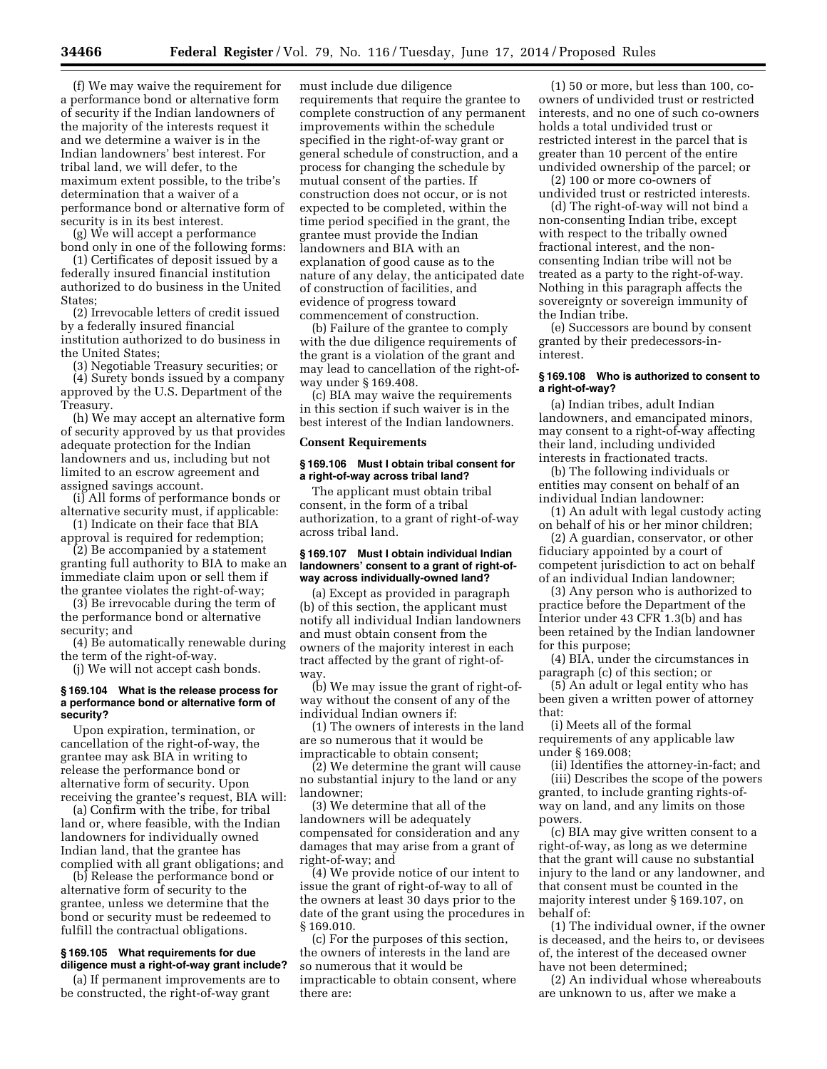(f) We may waive the requirement for a performance bond or alternative form of security if the Indian landowners of the majority of the interests request it and we determine a waiver is in the Indian landowners' best interest. For tribal land, we will defer, to the maximum extent possible, to the tribe's determination that a waiver of a performance bond or alternative form of security is in its best interest.

(g) We will accept a performance bond only in one of the following forms:

(1) Certificates of deposit issued by a federally insured financial institution authorized to do business in the United States;

(2) Irrevocable letters of credit issued by a federally insured financial institution authorized to do business in the United States;

(3) Negotiable Treasury securities; or

(4) Surety bonds issued by a company approved by the U.S. Department of the Treasury.

(h) We may accept an alternative form of security approved by us that provides adequate protection for the Indian landowners and us, including but not limited to an escrow agreement and assigned savings account.

(i) All forms of performance bonds or alternative security must, if applicable:

(1) Indicate on their face that BIA approval is required for redemption;

(2) Be accompanied by a statement granting full authority to BIA to make an immediate claim upon or sell them if the grantee violates the right-of-way;

(3) Be irrevocable during the term of the performance bond or alternative security; and

(4) Be automatically renewable during the term of the right-of-way.

(j) We will not accept cash bonds.

### § 169.104 What is the release process for a performance bond or alternative form of security?

Upon expiration, termination, or cancellation of the right-of-way, the grantee may ask BIA in writing to release the performance bond or alternative form of security. Upon receiving the grantee's request, BIA will:

(a) Confirm with the tribe, for tribal land or, where feasible, with the Indian landowners for individually owned Indian land, that the grantee has complied with all grant obligations; and

(b) Release the performance bond or alternative form of security to the grantee, unless we determine that the bond or security must be redeemed to fulfill the contractual obligations.

### § 169.105 What requirements for due diligence must a right-of-way grant include?

(a) If permanent improvements are to be constructed, the right-of-way grant must include due diligence requirements that require the grantee to complete construction of any permanent improvements within the schedule specified in the right-of-way grant or general schedule of construction, and a process for changing the schedule by mutual consent of the parties. If construction does not occur, or is not expected to be completed, within the time period specified in the grant, the grantee must provide the Indian landowners and BIA with an explanation of good cause as to the nature of any delay, the anticipated date of construction of facilities, and evidence of progress toward commencement of construction.

(b) Failure of the grantee to comply with the due diligence requirements of the grant is a violation of the grant and may lead to cancellation of the right-of-way under § 169.408.

(c) BIA may waive the requirements in this section if such waiver is in the best interest of the Indian landowners.

## Consent Requirements

### § 169.106 Must I obtain tribal consent for a right-of-way across tribal land?

The applicant must obtain tribal consent, in the form of a tribal authorization, to a grant of right-of-way across tribal land.

### § 169.107 Must I obtain individual Indian landowners' consent to a grant of right-of-way across individually-owned land?

(a) Except as provided in paragraph (b) of this section, the applicant must notify all individual Indian landowners and must obtain consent from the owners of the majority interest in each tract affected by the grant of right-of-way.

(b) We may issue the grant of right-of-way without the consent of any of the individual Indian owners if:

(1) The owners of interests in the land are so numerous that it would be impracticable to obtain consent;

(2) We determine the grant will cause no substantial injury to the land or any landowner;

(3) We determine that all of the landowners will be adequately compensated for consideration and any damages that may arise from a grant of right-of-way; and

(4) We provide notice of our intent to issue the grant of right-of-way to all of the owners at least 30 days prior to the date of the grant using the procedures in § 169.010.

(c) For the purposes of this section, the owners of interests in the land are so numerous that it would be impracticable to obtain consent, where there are:

(1) 50 or more, but less than 100, co-owners of undivided trust or restricted interests, and no one of such co-owners holds a total undivided trust or restricted interest in the parcel that is greater than 10 percent of the entire undivided ownership of the parcel; or

(2) 100 or more co-owners of undivided trust or restricted interests.

(d) The right-of-way will not bind a non-consenting Indian tribe, except with respect to the tribally owned fractional interest, and the non-consenting Indian tribe will not be treated as a party to the right-of-way. Nothing in this paragraph affects the sovereignty or sovereign immunity of the Indian tribe.

(e) Successors are bound by consent granted by their predecessors-in-interest.

### § 169.108 Who is authorized to consent to a right-of-way?

(a) Indian tribes, adult Indian landowners, and emancipated minors, may consent to a right-of-way affecting their land, including undivided interests in fractionated tracts.

(b) The following individuals or entities may consent on behalf of an individual Indian landowner:

(1) An adult with legal custody acting on behalf of his or her minor children;

(2) A guardian, conservator, or other fiduciary appointed by a court of competent jurisdiction to act on behalf of an individual Indian landowner;

(3) Any person who is authorized to practice before the Department of the Interior under 43 CFR 1.3(b) and has been retained by the Indian landowner for this purpose;

(4) BIA, under the circumstances in paragraph (c) of this section; or

(5) An adult or legal entity who has been given a written power of attorney that:

(i) Meets all of the formal requirements of any applicable law under § 169.008;

(ii) Identifies the attorney-in-fact; and

(iii) Describes the scope of the powers granted, to include granting rights-of-way on land, and any limits on those powers.

(c) BIA may give written consent to a right-of-way, as long as we determine that the grant will cause no substantial injury to the land or any landowner, and that consent must be counted in the majority interest under § 169.107, on behalf of:

(1) The individual owner, if the owner is deceased, and the heirs to, or devisees of, the interest of the deceased owner have not been determined;

(2) An individual whose whereabouts are unknown to us, after we make a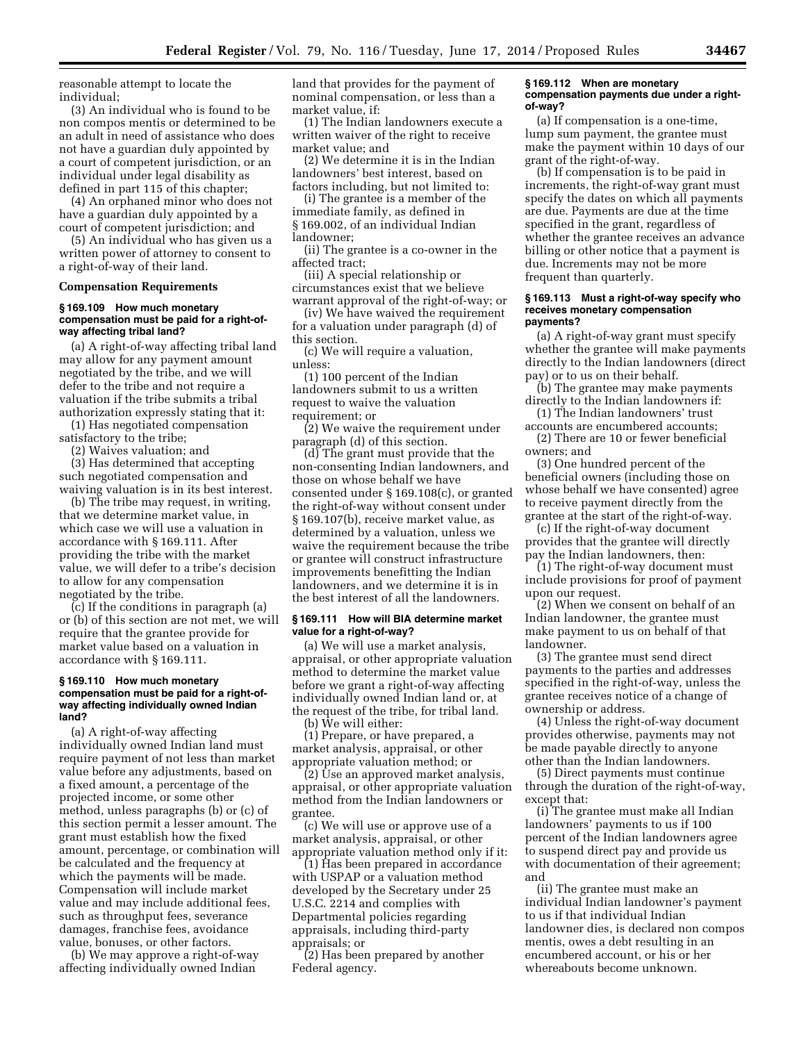reasonable attempt to locate the individual;

(3) An individual who is found to be non compos mentis or determined to be an adult in need of assistance who does not have a guardian duly appointed by a court of competent jurisdiction, or an individual under legal disability as defined in part 115 of this chapter;

(4) An orphaned minor who does not have a guardian duly appointed by a court of competent jurisdiction; and

(5) An individual who has given us a written power of attorney to consent to a right-of-way of their land.

**Compensation Requirements**

**§ 169.109 How much monetary compensation must be paid for a right-of-way affecting tribal land?**

(a) A right-of-way affecting tribal land may allow for any payment amount negotiated by the tribe, and we will defer to the tribe and not require a valuation if the tribe submits a tribal authorization expressly stating that it:

(1) Has negotiated compensation satisfactory to the tribe;

(2) Waives valuation; and

(3) Has determined that accepting such negotiated compensation and waiving valuation is in its best interest.

(b) The tribe may request, in writing, that we determine market value, in which case we will use a valuation in accordance with § 169.111. After providing the tribe with the market value, we will defer to a tribe's decision to allow for any compensation negotiated by the tribe.

(c) If the conditions in paragraph (a) or (b) of this section are not met, we will require that the grantee provide for market value based on a valuation in accordance with § 169.111.

**§ 169.110 How much monetary compensation must be paid for a right-of-way affecting individually owned Indian land?**

(a) A right-of-way affecting individually owned Indian land must require payment of not less than market value before any adjustments, based on a fixed amount, a percentage of the projected income, or some other method, unless paragraphs (b) or (c) of this section permit a lesser amount. The grant must establish how the fixed amount, percentage, or combination will be calculated and the frequency at which the payments will be made. Compensation will include market value and may include additional fees, such as throughput fees, severance damages, franchise fees, avoidance value, bonuses, or other factors.

(b) We may approve a right-of-way affecting individually owned Indian land that provides for the payment of nominal compensation, or less than a market value, if:

(1) The Indian landowners execute a written waiver of the right to receive market value; and

(2) We determine it is in the Indian landowners' best interest, based on factors including, but not limited to:

(i) The grantee is a member of the immediate family, as defined in § 169.002, of an individual Indian landowner;

(ii) The grantee is a co-owner in the affected tract;

(iii) A special relationship or circumstances exist that we believe warrant approval of the right-of-way; or

(iv) We have waived the requirement for a valuation under paragraph (d) of this section.

(c) We will require a valuation, unless:

(1) 100 percent of the Indian landowners submit to us a written request to waive the valuation requirement; or

(2) We waive the requirement under paragraph (d) of this section.

(d) The grant must provide that the non-consenting Indian landowners, and those on whose behalf we have consented under § 169.108(c), or granted the right-of-way without consent under § 169.107(b), receive market value, as determined by a valuation, unless we waive the requirement because the tribe or grantee will construct infrastructure improvements benefitting the Indian landowners, and we determine it is in the best interest of all the landowners.

**§ 169.111 How will BIA determine market value for a right-of-way?**

(a) We will use a market analysis, appraisal, or other appropriate valuation method to determine the market value before we grant a right-of-way affecting individually owned Indian land or, at the request of the tribe, for tribal land.

(b) We will either:

(1) Prepare, or have prepared, a market analysis, appraisal, or other appropriate valuation method; or

(2) Use an approved market analysis, appraisal, or other appropriate valuation method from the Indian landowners or grantee.

(c) We will use or approve use of a market analysis, appraisal, or other appropriate valuation method only if it:

(1) Has been prepared in accordance with USPAP or a valuation method developed by the Secretary under 25 U.S.C. 2214 and complies with Departmental policies regarding appraisals, including third-party appraisals; or

(2) Has been prepared by another Federal agency.

**§ 169.112 When are monetary compensation payments due under a right-of-way?**

(a) If compensation is a one-time, lump sum payment, the grantee must make the payment within 10 days of our grant of the right-of-way.

(b) If compensation is to be paid in increments, the right-of-way grant must specify the dates on which all payments are due. Payments are due at the time specified in the grant, regardless of whether the grantee receives an advance billing or other notice that a payment is due. Increments may not be more frequent than quarterly.

**§ 169.113 Must a right-of-way specify who receives monetary compensation payments?**

(a) A right-of-way grant must specify whether the grantee will make payments directly to the Indian landowners (direct pay) or to us on their behalf.

(b) The grantee may make payments directly to the Indian landowners if:

(1) The Indian landowners' trust accounts are encumbered accounts;

(2) There are 10 or fewer beneficial owners; and

(3) One hundred percent of the beneficial owners (including those on whose behalf we have consented) agree to receive payment directly from the grantee at the start of the right-of-way.

(c) If the right-of-way document provides that the grantee will directly pay the Indian landowners, then:

(1) The right-of-way document must include provisions for proof of payment upon our request.

(2) When we consent on behalf of an Indian landowner, the grantee must make payment to us on behalf of that landowner.

(3) The grantee must send direct payments to the parties and addresses specified in the right-of-way, unless the grantee receives notice of a change of ownership or address.

(4) Unless the right-of-way document provides otherwise, payments may not be made payable directly to anyone other than the Indian landowners.

(5) Direct payments must continue through the duration of the right-of-way, except that:

(i) The grantee must make all Indian landowners' payments to us if 100 percent of the Indian landowners agree to suspend direct pay and provide us with documentation of their agreement; and

(ii) The grantee must make an individual Indian landowner's payment to us if that individual Indian landowner dies, is declared non compos mentis, owes a debt resulting in an encumbered account, or his or her whereabouts become unknown.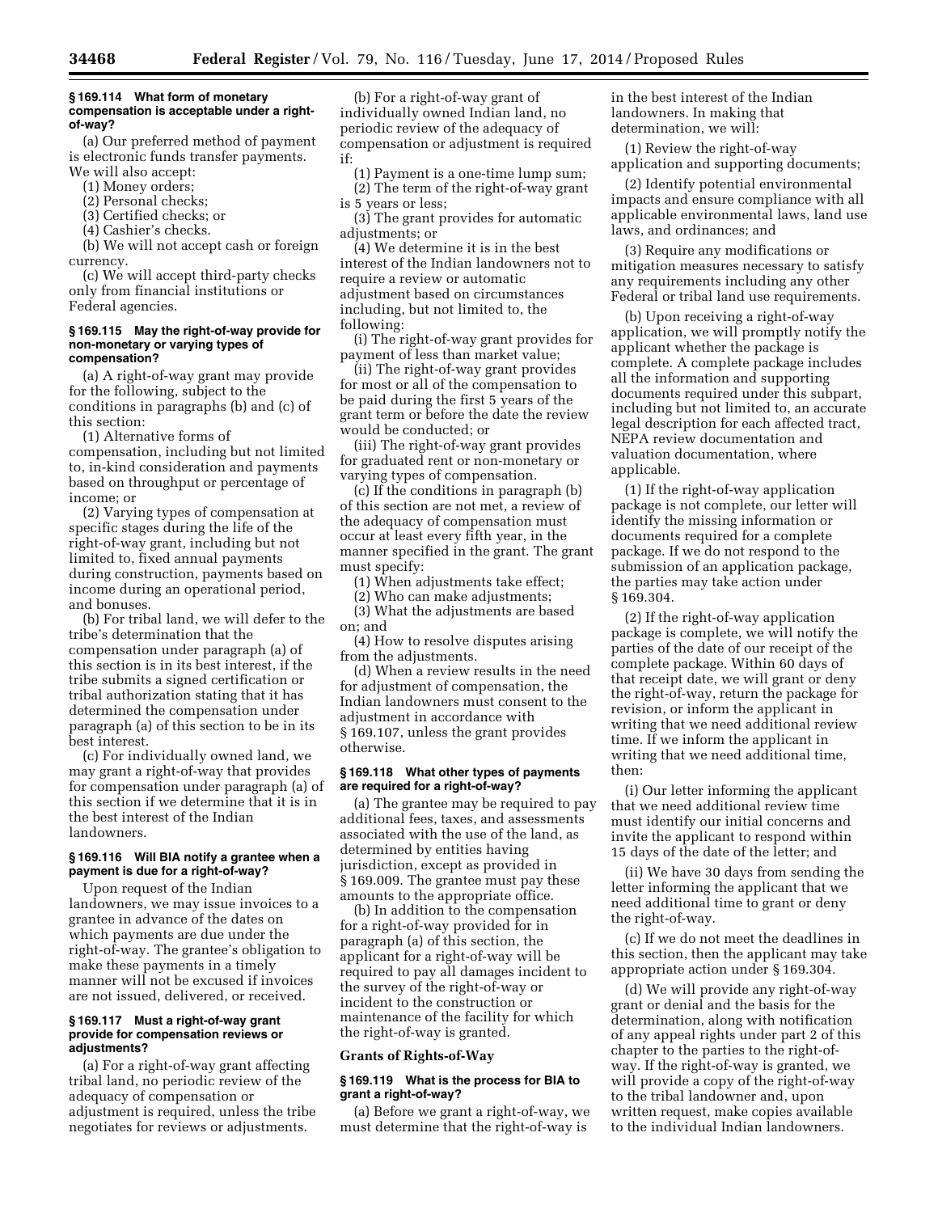#### § 169.114 What form of monetary compensation is acceptable under a right-of-way?

(a) Our preferred method of payment is electronic funds transfer payments. We will also accept:

(1) Money orders;

(2) Personal checks;

(3) Certified checks; or

(4) Cashier's checks.

(b) We will not accept cash or foreign currency.

(c) We will accept third-party checks only from financial institutions or Federal agencies.

#### § 169.115 May the right-of-way provide for non-monetary or varying types of compensation?

(a) A right-of-way grant may provide for the following, subject to the conditions in paragraphs (b) and (c) of this section:

(1) Alternative forms of compensation, including but not limited to, in-kind consideration and payments based on throughput or percentage of income; or

(2) Varying types of compensation at specific stages during the life of the right-of-way grant, including but not limited to, fixed annual payments during construction, payments based on income during an operational period, and bonuses.

(b) For tribal land, we will defer to the tribe's determination that the compensation under paragraph (a) of this section is in its best interest, if the tribe submits a signed certification or tribal authorization stating that it has determined the compensation under paragraph (a) of this section to be in its best interest.

(c) For individually owned land, we may grant a right-of-way that provides for compensation under paragraph (a) of this section if we determine that it is in the best interest of the Indian landowners.

#### § 169.116 Will BIA notify a grantee when a payment is due for a right-of-way?

Upon request of the Indian landowners, we may issue invoices to a grantee in advance of the dates on which payments are due under the right-of-way. The grantee's obligation to make these payments in a timely manner will not be excused if invoices are not issued, delivered, or received.

#### § 169.117 Must a right-of-way grant provide for compensation reviews or adjustments?

(a) For a right-of-way grant affecting tribal land, no periodic review of the adequacy of compensation or adjustment is required, unless the tribe negotiates for reviews or adjustments.

(b) For a right-of-way grant of individually owned Indian land, no periodic review of the adequacy of compensation or adjustment is required if:

(1) Payment is a one-time lump sum;

(2) The term of the right-of-way grant is 5 years or less;

(3) The grant provides for automatic adjustments; or

(4) We determine it is in the best interest of the Indian landowners not to require a review or automatic adjustment based on circumstances including, but not limited to, the following:

(i) The right-of-way grant provides for payment of less than market value;

(ii) The right-of-way grant provides for most or all of the compensation to be paid during the first 5 years of the grant term or before the date the review would be conducted; or

(iii) The right-of-way grant provides for graduated rent or non-monetary or varying types of compensation.

(c) If the conditions in paragraph (b) of this section are not met, a review of the adequacy of compensation must occur at least every fifth year, in the manner specified in the grant. The grant must specify:

(1) When adjustments take effect;

(2) Who can make adjustments;

(3) What the adjustments are based on; and

(4) How to resolve disputes arising from the adjustments.

(d) When a review results in the need for adjustment of compensation, the Indian landowners must consent to the adjustment in accordance with § 169.107, unless the grant provides otherwise.

#### § 169.118 What other types of payments are required for a right-of-way?

(a) The grantee may be required to pay additional fees, taxes, and assessments associated with the use of the land, as determined by entities having jurisdiction, except as provided in § 169.009. The grantee must pay these amounts to the appropriate office.

(b) In addition to the compensation for a right-of-way provided for in paragraph (a) of this section, the applicant for a right-of-way will be required to pay all damages incident to the survey of the right-of-way or incident to the construction or maintenance of the facility for which the right-of-way is granted.

### Grants of Rights-of-Way

#### § 169.119 What is the process for BIA to grant a right-of-way?

(a) Before we grant a right-of-way, we must determine that the right-of-way is in the best interest of the Indian landowners. In making that determination, we will:

(1) Review the right-of-way application and supporting documents;

(2) Identify potential environmental impacts and ensure compliance with all applicable environmental laws, land use laws, and ordinances; and

(3) Require any modifications or mitigation measures necessary to satisfy any requirements including any other Federal or tribal land use requirements.

(b) Upon receiving a right-of-way application, we will promptly notify the applicant whether the package is complete. A complete package includes all the information and supporting documents required under this subpart, including but not limited to, an accurate legal description for each affected tract, NEPA review documentation and valuation documentation, where applicable.

(1) If the right-of-way application package is not complete, our letter will identify the missing information or documents required for a complete package. If we do not respond to the submission of an application package, the parties may take action under § 169.304.

(2) If the right-of-way application package is complete, we will notify the parties of the date of our receipt of the complete package. Within 60 days of that receipt date, we will grant or deny the right-of-way, return the package for revision, or inform the applicant in writing that we need additional review time. If we inform the applicant in writing that we need additional time, then:

(i) Our letter informing the applicant that we need additional review time must identify our initial concerns and invite the applicant to respond within 15 days of the date of the letter; and

(ii) We have 30 days from sending the letter informing the applicant that we need additional time to grant or deny the right-of-way.

(c) If we do not meet the deadlines in this section, then the applicant may take appropriate action under § 169.304.

(d) We will provide any right-of-way grant or denial and the basis for the determination, along with notification of any appeal rights under part 2 of this chapter to the parties to the right-of-way. If the right-of-way is granted, we will provide a copy of the right-of-way to the tribal landowner and, upon written request, make copies available to the individual Indian landowners.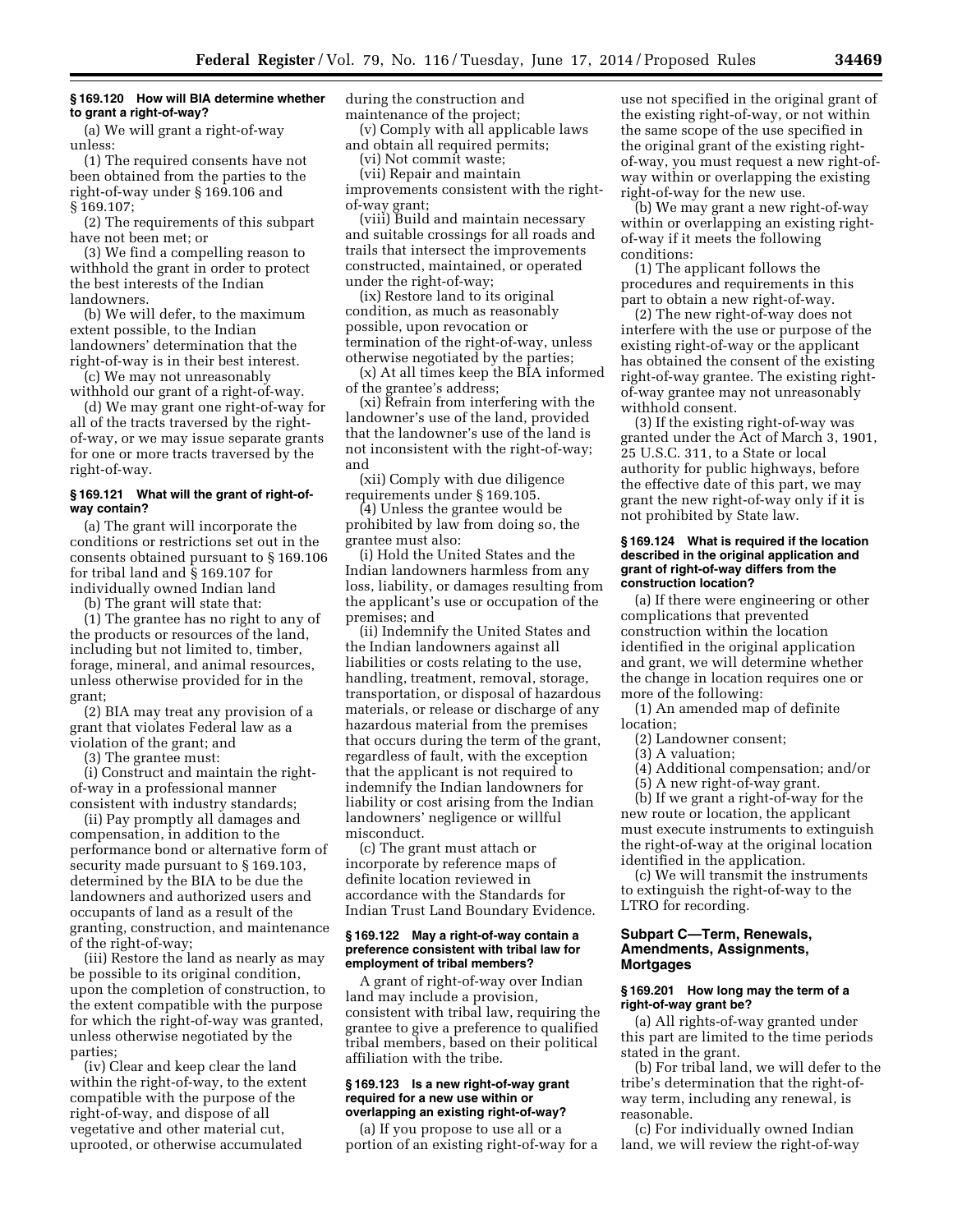### § 169.120 How will BIA determine whether to grant a right-of-way?

(a) We will grant a right-of-way unless:

(1) The required consents have not been obtained from the parties to the right-of-way under § 169.106 and § 169.107;

(2) The requirements of this subpart have not been met; or

(3) We find a compelling reason to withhold the grant in order to protect the best interests of the Indian landowners.

(b) We will defer, to the maximum extent possible, to the Indian landowners' determination that the right-of-way is in their best interest.

(c) We may not unreasonably withhold our grant of a right-of-way.

(d) We may grant one right-of-way for all of the tracts traversed by the right-of-way, or we may issue separate grants for one or more tracts traversed by the right-of-way.

### § 169.121 What will the grant of right-of-way contain?

(a) The grant will incorporate the conditions or restrictions set out in the consents obtained pursuant to § 169.106 for tribal land and § 169.107 for individually owned Indian land

(b) The grant will state that:

(1) The grantee has no right to any of the products or resources of the land, including but not limited to, timber, forage, mineral, and animal resources, unless otherwise provided for in the grant;

(2) BIA may treat any provision of a grant that violates Federal law as a violation of the grant; and

(3) The grantee must:

(i) Construct and maintain the right-of-way in a professional manner consistent with industry standards;

(ii) Pay promptly all damages and compensation, in addition to the performance bond or alternative form of security made pursuant to § 169.103, determined by the BIA to be due the landowners and authorized users and occupants of land as a result of the granting, construction, and maintenance of the right-of-way;

(iii) Restore the land as nearly as may be possible to its original condition, upon the completion of construction, to the extent compatible with the purpose for which the right-of-way was granted, unless otherwise negotiated by the parties;

(iv) Clear and keep clear the land within the right-of-way, to the extent compatible with the purpose of the right-of-way, and dispose of all vegetative and other material cut, uprooted, or otherwise accumulated during the construction and maintenance of the project;

(v) Comply with all applicable laws and obtain all required permits;

(vi) Not commit waste;

(vii) Repair and maintain improvements consistent with the right-of-way grant;

(viii) Build and maintain necessary and suitable crossings for all roads and trails that intersect the improvements constructed, maintained, or operated under the right-of-way;

(ix) Restore land to its original condition, as much as reasonably possible, upon revocation or termination of the right-of-way, unless otherwise negotiated by the parties;

(x) At all times keep the BIA informed of the grantee's address;

(xi) Refrain from interfering with the landowner's use of the land, provided that the landowner's use of the land is not inconsistent with the right-of-way; and

(xii) Comply with due diligence requirements under § 169.105.

(4) Unless the grantee would be prohibited by law from doing so, the grantee must also:

(i) Hold the United States and the Indian landowners harmless from any loss, liability, or damages resulting from the applicant's use or occupation of the premises; and

(ii) Indemnify the United States and the Indian landowners against all liabilities or costs relating to the use, handling, treatment, removal, storage, transportation, or disposal of hazardous materials, or release or discharge of any hazardous material from the premises that occurs during the term of the grant, regardless of fault, with the exception that the applicant is not required to indemnify the Indian landowners for liability or cost arising from the Indian landowners' negligence or willful misconduct.

(c) The grant must attach or incorporate by reference maps of definite location reviewed in accordance with the Standards for Indian Trust Land Boundary Evidence.

### § 169.122 May a right-of-way contain a preference consistent with tribal law for employment of tribal members?

A grant of right-of-way over Indian land may include a provision, consistent with tribal law, requiring the grantee to give a preference to qualified tribal members, based on their political affiliation with the tribe.

### § 169.123 Is a new right-of-way grant required for a new use within or overlapping an existing right-of-way?

(a) If you propose to use all or a portion of an existing right-of-way for a use not specified in the original grant of the existing right-of-way, or not within the same scope of the use specified in the original grant of the existing right-of-way, you must request a new right-of-way within or overlapping the existing right-of-way for the new use.

(b) We may grant a new right-of-way within or overlapping an existing right-of-way if it meets the following conditions:

(1) The applicant follows the procedures and requirements in this part to obtain a new right-of-way.

(2) The new right-of-way does not interfere with the use or purpose of the existing right-of-way or the applicant has obtained the consent of the existing right-of-way grantee. The existing right-of-way grantee may not unreasonably withhold consent.

(3) If the existing right-of-way was granted under the Act of March 3, 1901, 25 U.S.C. 311, to a State or local authority for public highways, before the effective date of this part, we may grant the new right-of-way only if it is not prohibited by State law.

### § 169.124 What is required if the location described in the original application and grant of right-of-way differs from the construction location?

(a) If there were engineering or other complications that prevented construction within the location identified in the original application and grant, we will determine whether the change in location requires one or more of the following:

(1) An amended map of definite location;

(2) Landowner consent;

(3) A valuation;

(4) Additional compensation; and/or

(5) A new right-of-way grant.

(b) If we grant a right-of-way for the new route or location, the applicant must execute instruments to extinguish the right-of-way at the original location identified in the application.

(c) We will transmit the instruments to extinguish the right-of-way to the LTRO for recording.

## Subpart C—Term, Renewals, Amendments, Assignments, Mortgages

### § 169.201 How long may the term of a right-of-way grant be?

(a) All rights-of-way granted under this part are limited to the time periods stated in the grant.

(b) For tribal land, we will defer to the tribe's determination that the right-of-way term, including any renewal, is reasonable.

(c) For individually owned Indian land, we will review the right-of-way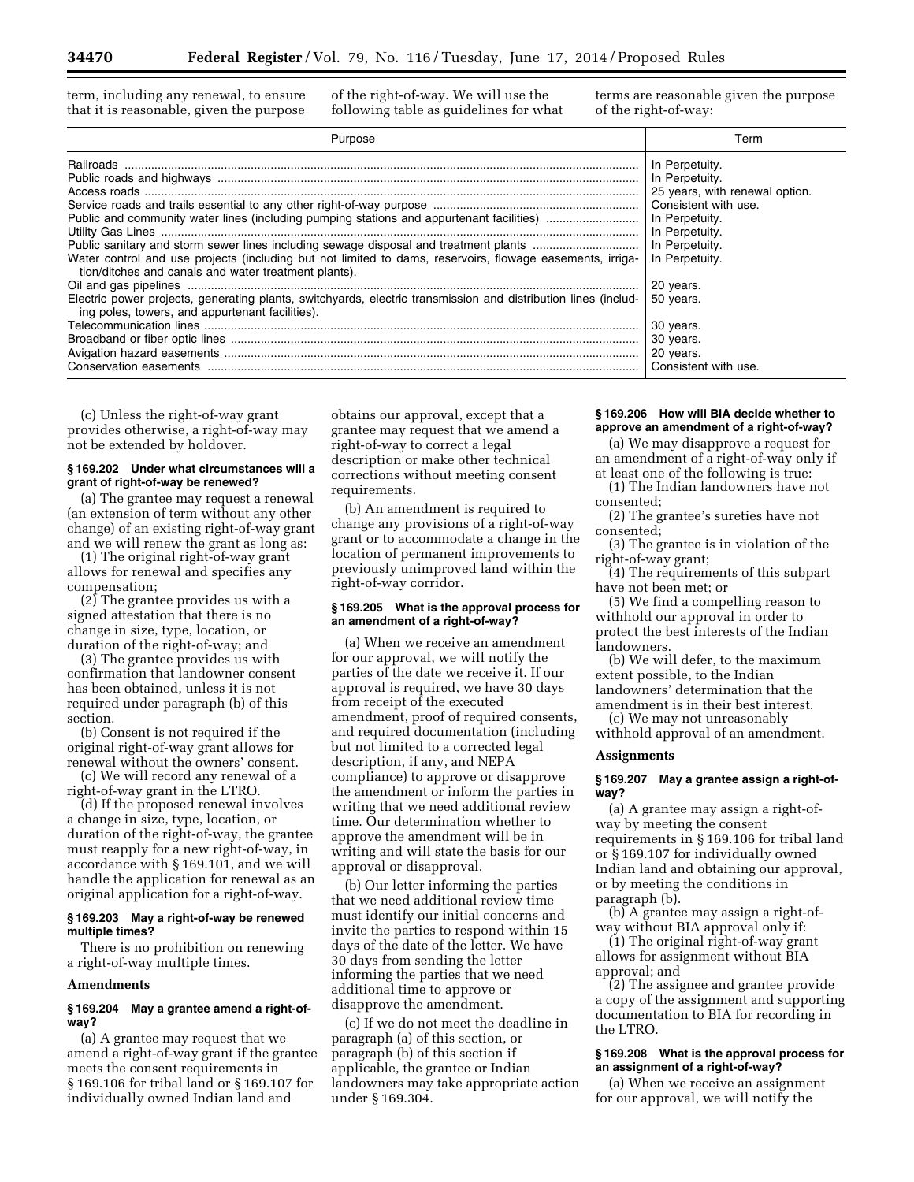term, including any renewal, to ensure that it is reasonable, given the purpose of the right-of-way. We will use the following table as guidelines for what terms are reasonable given the purpose of the right-of-way:

| Purpose | Term |
|---|---|
| Railroads | In Perpetuity. |
| Public roads and highways | In Perpetuity. |
| Access roads | 25 years, with renewal option. |
| Service roads and trails essential to any other right-of-way purpose | Consistent with use. |
| Public and community water lines (including pumping stations and appurtenant facilities) | In Perpetuity. |
| Utility Gas Lines | In Perpetuity. |
| Public sanitary and storm sewer lines including sewage disposal and treatment plants | In Perpetuity. |
| Water control and use projects (including but not limited to dams, reservoirs, flowage easements, irrigation/ditches and canals and water treatment plants). | In Perpetuity. |
| Oil and gas pipelines | 20 years. |
| Electric power projects, generating plants, switchyards, electric transmission and distribution lines (including poles, towers, and appurtenant facilities). | 50 years. |
| Telecommunication lines | 30 years. |
| Broadband or fiber optic lines | 30 years. |
| Avigation hazard easements | 20 years. |
| Conservation easements | Consistent with use. |

(c) Unless the right-of-way grant provides otherwise, a right-of-way may not be extended by holdover.

### § 169.202 Under what circumstances will a grant of right-of-way be renewed?

(a) The grantee may request a renewal (an extension of term without any other change) of an existing right-of-way grant and we will renew the grant as long as:

(1) The original right-of-way grant allows for renewal and specifies any compensation;

(2) The grantee provides us with a signed attestation that there is no change in size, type, location, or duration of the right-of-way; and

(3) The grantee provides us with confirmation that landowner consent has been obtained, unless it is not required under paragraph (b) of this section.

(b) Consent is not required if the original right-of-way grant allows for renewal without the owners' consent.

(c) We will record any renewal of a right-of-way grant in the LTRO.

(d) If the proposed renewal involves a change in size, type, location, or duration of the right-of-way, the grantee must reapply for a new right-of-way, in accordance with § 169.101, and we will handle the application for renewal as an original application for a right-of-way.

### § 169.203 May a right-of-way be renewed multiple times?

There is no prohibition on renewing a right-of-way multiple times.

## Amendments

### § 169.204 May a grantee amend a right-of-way?

(a) A grantee may request that we amend a right-of-way grant if the grantee meets the consent requirements in § 169.106 for tribal land or § 169.107 for individually owned Indian land and obtains our approval, except that a grantee may request that we amend a right-of-way to correct a legal description or make other technical corrections without meeting consent requirements.

(b) An amendment is required to change any provisions of a right-of-way grant or to accommodate a change in the location of permanent improvements to previously unimproved land within the right-of-way corridor.

### § 169.205 What is the approval process for an amendment of a right-of-way?

(a) When we receive an amendment for our approval, we will notify the parties of the date we receive it. If our approval is required, we have 30 days from receipt of the executed amendment, proof of required consents, and required documentation (including but not limited to a corrected legal description, if any, and NEPA compliance) to approve or disapprove the amendment or inform the parties in writing that we need additional review time. Our determination whether to approve the amendment will be in writing and will state the basis for our approval or disapproval.

(b) Our letter informing the parties that we need additional review time must identify our initial concerns and invite the parties to respond within 15 days of the date of the letter. We have 30 days from sending the letter informing the parties that we need additional time to approve or disapprove the amendment.

(c) If we do not meet the deadline in paragraph (a) of this section, or paragraph (b) of this section if applicable, the grantee or Indian landowners may take appropriate action under § 169.304.

### § 169.206 How will BIA decide whether to approve an amendment of a right-of-way?

(a) We may disapprove a request for an amendment of a right-of-way only if at least one of the following is true:

(1) The Indian landowners have not consented;

(2) The grantee's sureties have not consented;

(3) The grantee is in violation of the right-of-way grant;

(4) The requirements of this subpart have not been met; or

(5) We find a compelling reason to withhold our approval in order to protect the best interests of the Indian landowners.

(b) We will defer, to the maximum extent possible, to the Indian landowners' determination that the amendment is in their best interest.

(c) We may not unreasonably withhold approval of an amendment.

## Assignments

### § 169.207 May a grantee assign a right-of-way?

(a) A grantee may assign a right-of-way by meeting the consent requirements in § 169.106 for tribal land or § 169.107 for individually owned Indian land and obtaining our approval, or by meeting the conditions in paragraph (b).

(b) A grantee may assign a right-of-way without BIA approval only if:

(1) The original right-of-way grant allows for assignment without BIA approval; and

(2) The assignee and grantee provide a copy of the assignment and supporting documentation to BIA for recording in the LTRO.

### § 169.208 What is the approval process for an assignment of a right-of-way?

(a) When we receive an assignment for our approval, we will notify the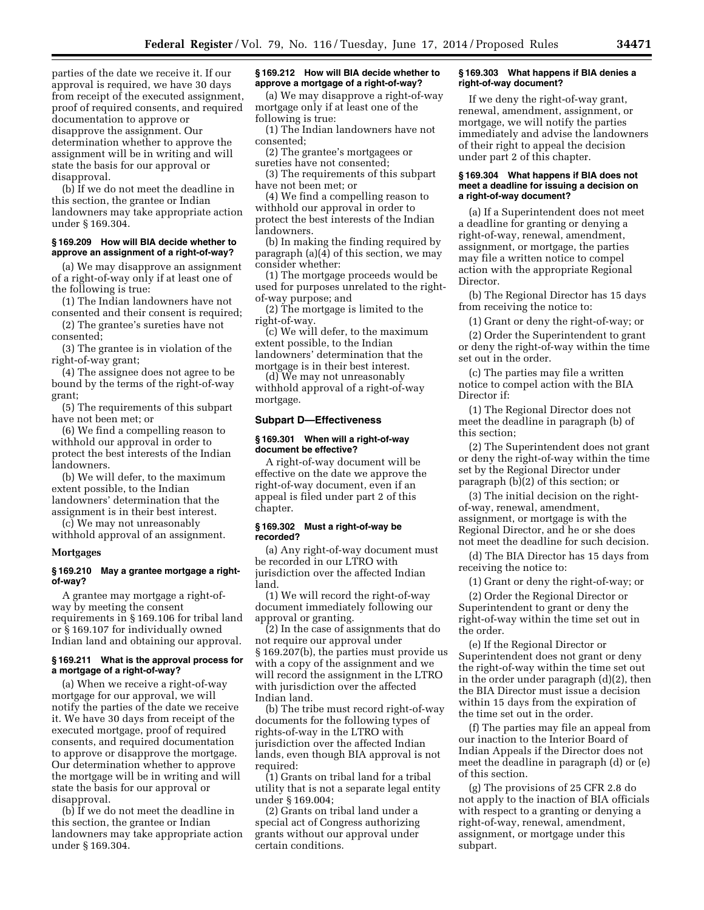parties of the date we receive it. If our approval is required, we have 30 days from receipt of the executed assignment, proof of required consents, and required documentation to approve or disapprove the assignment. Our determination whether to approve the assignment will be in writing and will state the basis for our approval or disapproval.

(b) If we do not meet the deadline in this section, the grantee or Indian landowners may take appropriate action under § 169.304.

#### § 169.209 How will BIA decide whether to approve an assignment of a right-of-way?

(a) We may disapprove an assignment of a right-of-way only if at least one of the following is true:

(1) The Indian landowners have not consented and their consent is required;

(2) The grantee's sureties have not consented;

(3) The grantee is in violation of the right-of-way grant;

(4) The assignee does not agree to be bound by the terms of the right-of-way grant;

(5) The requirements of this subpart have not been met; or

(6) We find a compelling reason to withhold our approval in order to protect the best interests of the Indian landowners.

(b) We will defer, to the maximum extent possible, to the Indian landowners' determination that the assignment is in their best interest.

(c) We may not unreasonably withhold approval of an assignment.

### Mortgages

#### § 169.210 May a grantee mortgage a right-of-way?

A grantee may mortgage a right-of-way by meeting the consent requirements in § 169.106 for tribal land or § 169.107 for individually owned Indian land and obtaining our approval.

#### § 169.211 What is the approval process for a mortgage of a right-of-way?

(a) When we receive a right-of-way mortgage for our approval, we will notify the parties of the date we receive it. We have 30 days from receipt of the executed mortgage, proof of required consents, and required documentation to approve or disapprove the mortgage. Our determination whether to approve the mortgage will be in writing and will state the basis for our approval or disapproval.

(b) If we do not meet the deadline in this section, the grantee or Indian landowners may take appropriate action under § 169.304.

#### § 169.212 How will BIA decide whether to approve a mortgage of a right-of-way?

(a) We may disapprove a right-of-way mortgage only if at least one of the following is true:

(1) The Indian landowners have not consented;

(2) The grantee's mortgagees or sureties have not consented;

(3) The requirements of this subpart have not been met; or

(4) We find a compelling reason to withhold our approval in order to protect the best interests of the Indian landowners.

(b) In making the finding required by paragraph (a)(4) of this section, we may consider whether:

(1) The mortgage proceeds would be used for purposes unrelated to the right-of-way purpose; and

(2) The mortgage is limited to the right-of-way.

(c) We will defer, to the maximum extent possible, to the Indian landowners' determination that the mortgage is in their best interest.

(d) We may not unreasonably withhold approval of a right-of-way mortgage.

### Subpart D—Effectiveness

#### § 169.301 When will a right-of-way document be effective?

A right-of-way document will be effective on the date we approve the right-of-way document, even if an appeal is filed under part 2 of this chapter.

#### § 169.302 Must a right-of-way be recorded?

(a) Any right-of-way document must be recorded in our LTRO with jurisdiction over the affected Indian land.

(1) We will record the right-of-way document immediately following our approval or granting.

(2) In the case of assignments that do not require our approval under § 169.207(b), the parties must provide us with a copy of the assignment and we will record the assignment in the LTRO with jurisdiction over the affected Indian land.

(b) The tribe must record right-of-way documents for the following types of rights-of-way in the LTRO with jurisdiction over the affected Indian lands, even though BIA approval is not required:

(1) Grants on tribal land for a tribal utility that is not a separate legal entity under § 169.004;

(2) Grants on tribal land under a special act of Congress authorizing grants without our approval under certain conditions.

#### § 169.303 What happens if BIA denies a right-of-way document?

If we deny the right-of-way grant, renewal, amendment, assignment, or mortgage, we will notify the parties immediately and advise the landowners of their right to appeal the decision under part 2 of this chapter.

#### § 169.304 What happens if BIA does not meet a deadline for issuing a decision on a right-of-way document?

(a) If a Superintendent does not meet a deadline for granting or denying a right-of-way, renewal, amendment, assignment, or mortgage, the parties may file a written notice to compel action with the appropriate Regional Director.

(b) The Regional Director has 15 days from receiving the notice to:

(1) Grant or deny the right-of-way; or

(2) Order the Superintendent to grant or deny the right-of-way within the time set out in the order.

(c) The parties may file a written notice to compel action with the BIA Director if:

(1) The Regional Director does not meet the deadline in paragraph (b) of this section;

(2) The Superintendent does not grant or deny the right-of-way within the time set by the Regional Director under paragraph (b)(2) of this section; or

(3) The initial decision on the right-of-way, renewal, amendment, assignment, or mortgage is with the Regional Director, and he or she does not meet the deadline for such decision.

(d) The BIA Director has 15 days from receiving the notice to:

(1) Grant or deny the right-of-way; or

(2) Order the Regional Director or Superintendent to grant or deny the right-of-way within the time set out in the order.

(e) If the Regional Director or Superintendent does not grant or deny the right-of-way within the time set out in the order under paragraph (d)(2), then the BIA Director must issue a decision within 15 days from the expiration of the time set out in the order.

(f) The parties may file an appeal from our inaction to the Interior Board of Indian Appeals if the Director does not meet the deadline in paragraph (d) or (e) of this section.

(g) The provisions of 25 CFR 2.8 do not apply to the inaction of BIA officials with respect to a granting or denying a right-of-way, renewal, amendment, assignment, or mortgage under this subpart.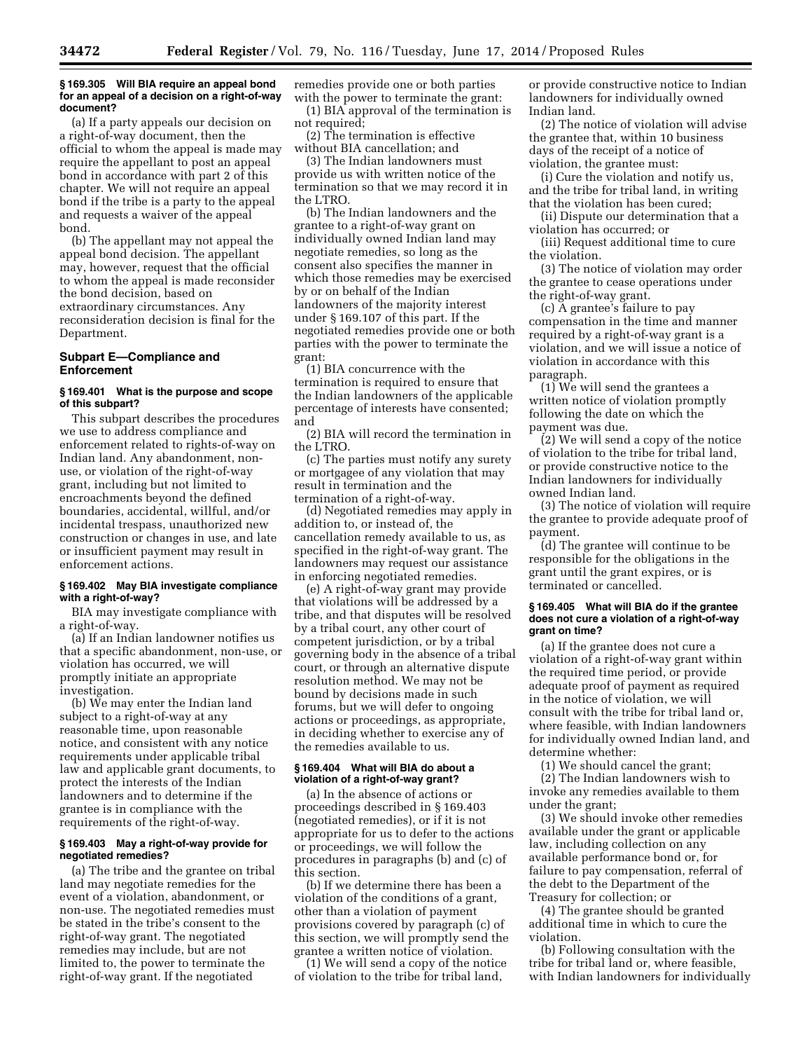### § 169.305 Will BIA require an appeal bond for an appeal of a decision on a right-of-way document?

(a) If a party appeals our decision on a right-of-way document, then the official to whom the appeal is made may require the appellant to post an appeal bond in accordance with part 2 of this chapter. We will not require an appeal bond if the tribe is a party to the appeal and requests a waiver of the appeal bond.

(b) The appellant may not appeal the appeal bond decision. The appellant may, however, request that the official to whom the appeal is made reconsider the bond decision, based on extraordinary circumstances. Any reconsideration decision is final for the Department.

## Subpart E—Compliance and Enforcement

### § 169.401 What is the purpose and scope of this subpart?

This subpart describes the procedures we use to address compliance and enforcement related to rights-of-way on Indian land. Any abandonment, non-use, or violation of the right-of-way grant, including but not limited to encroachments beyond the defined boundaries, accidental, willful, and/or incidental trespass, unauthorized new construction or changes in use, and late or insufficient payment may result in enforcement actions.

### § 169.402 May BIA investigate compliance with a right-of-way?

BIA may investigate compliance with a right-of-way.

(a) If an Indian landowner notifies us that a specific abandonment, non-use, or violation has occurred, we will promptly initiate an appropriate investigation.

(b) We may enter the Indian land subject to a right-of-way at any reasonable time, upon reasonable notice, and consistent with any notice requirements under applicable tribal law and applicable grant documents, to protect the interests of the Indian landowners and to determine if the grantee is in compliance with the requirements of the right-of-way.

### § 169.403 May a right-of-way provide for negotiated remedies?

(a) The tribe and the grantee on tribal land may negotiate remedies for the event of a violation, abandonment, or non-use. The negotiated remedies must be stated in the tribe's consent to the right-of-way grant. The negotiated remedies may include, but are not limited to, the power to terminate the right-of-way grant. If the negotiated remedies provide one or both parties with the power to terminate the grant:

(1) BIA approval of the termination is not required;

(2) The termination is effective without BIA cancellation; and

(3) The Indian landowners must provide us with written notice of the termination so that we may record it in the LTRO.

(b) The Indian landowners and the grantee to a right-of-way grant on individually owned Indian land may negotiate remedies, so long as the consent also specifies the manner in which those remedies may be exercised by or on behalf of the Indian landowners of the majority interest under § 169.107 of this part. If the negotiated remedies provide one or both parties with the power to terminate the grant:

(1) BIA concurrence with the termination is required to ensure that the Indian landowners of the applicable percentage of interests have consented; and

(2) BIA will record the termination in the LTRO.

(c) The parties must notify any surety or mortgagee of any violation that may result in termination and the termination of a right-of-way.

(d) Negotiated remedies may apply in addition to, or instead of, the cancellation remedy available to us, as specified in the right-of-way grant. The landowners may request our assistance in enforcing negotiated remedies.

(e) A right-of-way grant may provide that violations will be addressed by a tribe, and that disputes will be resolved by a tribal court, any other court of competent jurisdiction, or by a tribal governing body in the absence of a tribal court, or through an alternative dispute resolution method. We may not be bound by decisions made in such forums, but we will defer to ongoing actions or proceedings, as appropriate, in deciding whether to exercise any of the remedies available to us.

### § 169.404 What will BIA do about a violation of a right-of-way grant?

(a) In the absence of actions or proceedings described in § 169.403 (negotiated remedies), or if it is not appropriate for us to defer to the actions or proceedings, we will follow the procedures in paragraphs (b) and (c) of this section.

(b) If we determine there has been a violation of the conditions of a grant, other than a violation of payment provisions covered by paragraph (c) of this section, we will promptly send the grantee a written notice of violation.

(1) We will send a copy of the notice of violation to the tribe for tribal land, or provide constructive notice to Indian landowners for individually owned Indian land.

(2) The notice of violation will advise the grantee that, within 10 business days of the receipt of a notice of violation, the grantee must:

(i) Cure the violation and notify us, and the tribe for tribal land, in writing that the violation has been cured;

(ii) Dispute our determination that a violation has occurred; or

(iii) Request additional time to cure the violation.

(3) The notice of violation may order the grantee to cease operations under the right-of-way grant.

(c) A grantee's failure to pay compensation in the time and manner required by a right-of-way grant is a violation, and we will issue a notice of violation in accordance with this paragraph.

(1) We will send the grantees a written notice of violation promptly following the date on which the payment was due.

(2) We will send a copy of the notice of violation to the tribe for tribal land, or provide constructive notice to the Indian landowners for individually owned Indian land.

(3) The notice of violation will require the grantee to provide adequate proof of payment.

(d) The grantee will continue to be responsible for the obligations in the grant until the grant expires, or is terminated or cancelled.

### § 169.405 What will BIA do if the grantee does not cure a violation of a right-of-way grant on time?

(a) If the grantee does not cure a violation of a right-of-way grant within the required time period, or provide adequate proof of payment as required in the notice of violation, we will consult with the tribe for tribal land or, where feasible, with Indian landowners for individually owned Indian land, and determine whether:

(1) We should cancel the grant;

(2) The Indian landowners wish to invoke any remedies available to them under the grant;

(3) We should invoke other remedies available under the grant or applicable law, including collection on any available performance bond or, for failure to pay compensation, referral of the debt to the Department of the Treasury for collection; or

(4) The grantee should be granted additional time in which to cure the violation.

(b) Following consultation with the tribe for tribal land or, where feasible, with Indian landowners for individually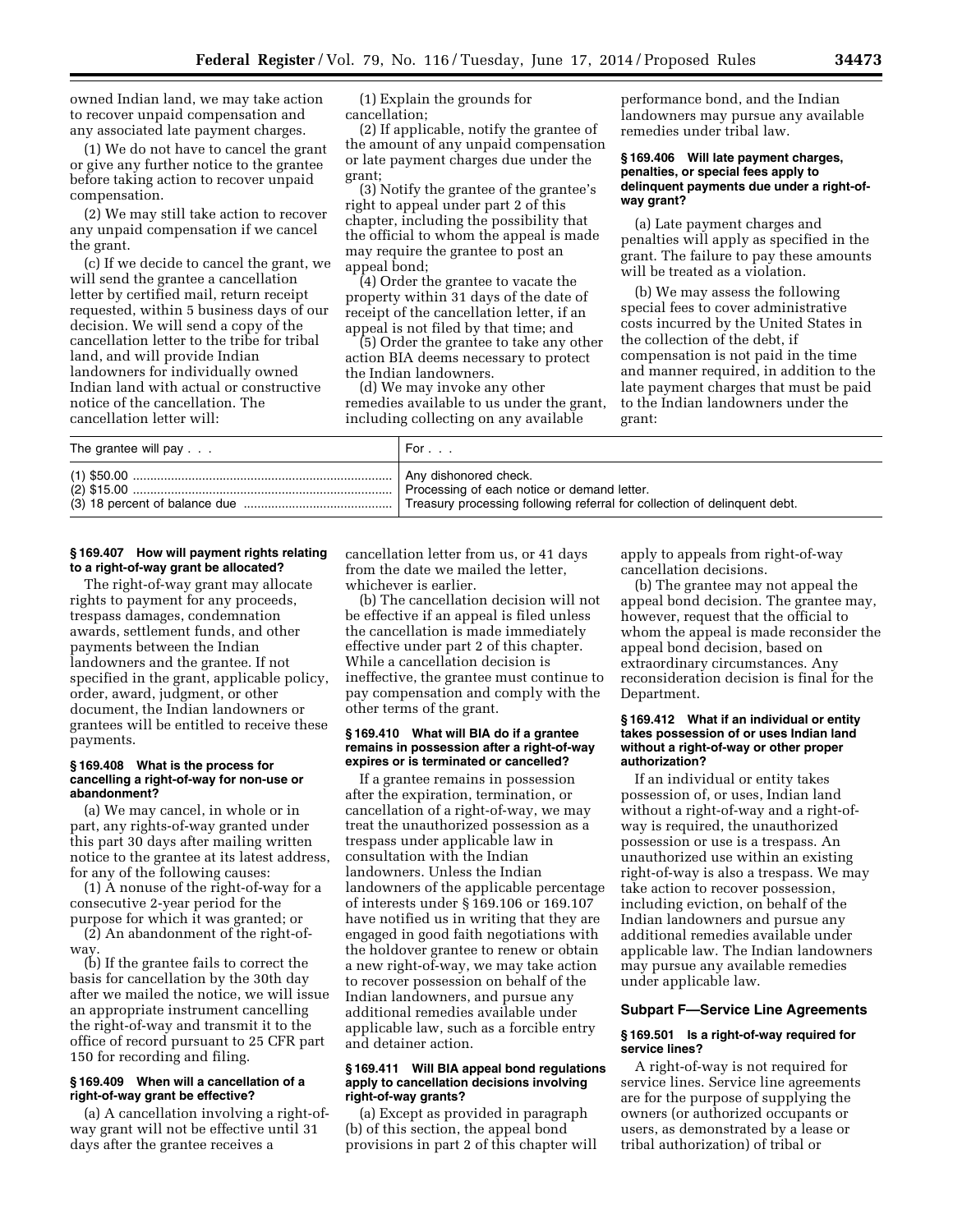owned Indian land, we may take action to recover unpaid compensation and any associated late payment charges.

(1) We do not have to cancel the grant or give any further notice to the grantee before taking action to recover unpaid compensation.

(2) We may still take action to recover any unpaid compensation if we cancel the grant.

(c) If we decide to cancel the grant, we will send the grantee a cancellation letter by certified mail, return receipt requested, within 5 business days of our decision. We will send a copy of the cancellation letter to the tribe for tribal land, and will provide Indian landowners for individually owned Indian land with actual or constructive notice of the cancellation. The cancellation letter will:

(1) Explain the grounds for cancellation;

(2) If applicable, notify the grantee of the amount of any unpaid compensation or late payment charges due under the grant;

(3) Notify the grantee of the grantee's right to appeal under part 2 of this chapter, including the possibility that the official to whom the appeal is made may require the grantee to post an appeal bond;

(4) Order the grantee to vacate the property within 31 days of the date of receipt of the cancellation letter, if an appeal is not filed by that time; and

(5) Order the grantee to take any other action BIA deems necessary to protect the Indian landowners.

(d) We may invoke any other remedies available to us under the grant, including collecting on any available performance bond, and the Indian landowners may pursue any available remedies under tribal law.

### § 169.406 Will late payment charges, penalties, or special fees apply to delinquent payments due under a right-of-way grant?

(a) Late payment charges and penalties will apply as specified in the grant. The failure to pay these amounts will be treated as a violation.

(b) We may assess the following special fees to cover administrative costs incurred by the United States in the collection of the debt, if compensation is not paid in the time and manner required, in addition to the late payment charges that must be paid to the Indian landowners under the grant:

| The grantee will pay . . . | For . . . |
|---|---|
| (1) $50.00 | Any dishonored check. |
| (2) $15.00 | Processing of each notice or demand letter. |
| (3) 18 percent of balance due | Treasury processing following referral for collection of delinquent debt. |

### § 169.407 How will payment rights relating to a right-of-way grant be allocated?

The right-of-way grant may allocate rights to payment for any proceeds, trespass damages, condemnation awards, settlement funds, and other payments between the Indian landowners and the grantee. If not specified in the grant, applicable policy, order, award, judgment, or other document, the Indian landowners or grantees will be entitled to receive these payments.

### § 169.408 What is the process for cancelling a right-of-way for non-use or abandonment?

(a) We may cancel, in whole or in part, any rights-of-way granted under this part 30 days after mailing written notice to the grantee at its latest address, for any of the following causes:

(1) A nonuse of the right-of-way for a consecutive 2-year period for the purpose for which it was granted; or

(2) An abandonment of the right-of-way.

(b) If the grantee fails to correct the basis for cancellation by the 30th day after we mailed the notice, we will issue an appropriate instrument cancelling the right-of-way and transmit it to the office of record pursuant to 25 CFR part 150 for recording and filing.

### § 169.409 When will a cancellation of a right-of-way grant be effective?

(a) A cancellation involving a right-of-way grant will not be effective until 31 days after the grantee receives a cancellation letter from us, or 41 days from the date we mailed the letter, whichever is earlier.

(b) The cancellation decision will not be effective if an appeal is filed unless the cancellation is made immediately effective under part 2 of this chapter. While a cancellation decision is ineffective, the grantee must continue to pay compensation and comply with the other terms of the grant.

### § 169.410 What will BIA do if a grantee remains in possession after a right-of-way expires or is terminated or cancelled?

If a grantee remains in possession after the expiration, termination, or cancellation of a right-of-way, we may treat the unauthorized possession as a trespass under applicable law in consultation with the Indian landowners. Unless the Indian landowners of the applicable percentage of interests under § 169.106 or 169.107 have notified us in writing that they are engaged in good faith negotiations with the holdover grantee to renew or obtain a new right-of-way, we may take action to recover possession on behalf of the Indian landowners, and pursue any additional remedies available under applicable law, such as a forcible entry and detainer action.

### § 169.411 Will BIA appeal bond regulations apply to cancellation decisions involving right-of-way grants?

(a) Except as provided in paragraph (b) of this section, the appeal bond provisions in part 2 of this chapter will apply to appeals from right-of-way cancellation decisions.

(b) The grantee may not appeal the appeal bond decision. The grantee may, however, request that the official to whom the appeal is made reconsider the appeal bond decision, based on extraordinary circumstances. Any reconsideration decision is final for the Department.

### § 169.412 What if an individual or entity takes possession of or uses Indian land without a right-of-way or other proper authorization?

If an individual or entity takes possession of, or uses, Indian land without a right-of-way and a right-of-way is required, the unauthorized possession or use is a trespass. An unauthorized use within an existing right-of-way is also a trespass. We may take action to recover possession, including eviction, on behalf of the Indian landowners and pursue any additional remedies available under applicable law. The Indian landowners may pursue any available remedies under applicable law.

## Subpart F—Service Line Agreements

### § 169.501 Is a right-of-way required for service lines?

A right-of-way is not required for service lines. Service line agreements are for the purpose of supplying the owners (or authorized occupants or users, as demonstrated by a lease or tribal authorization) of tribal or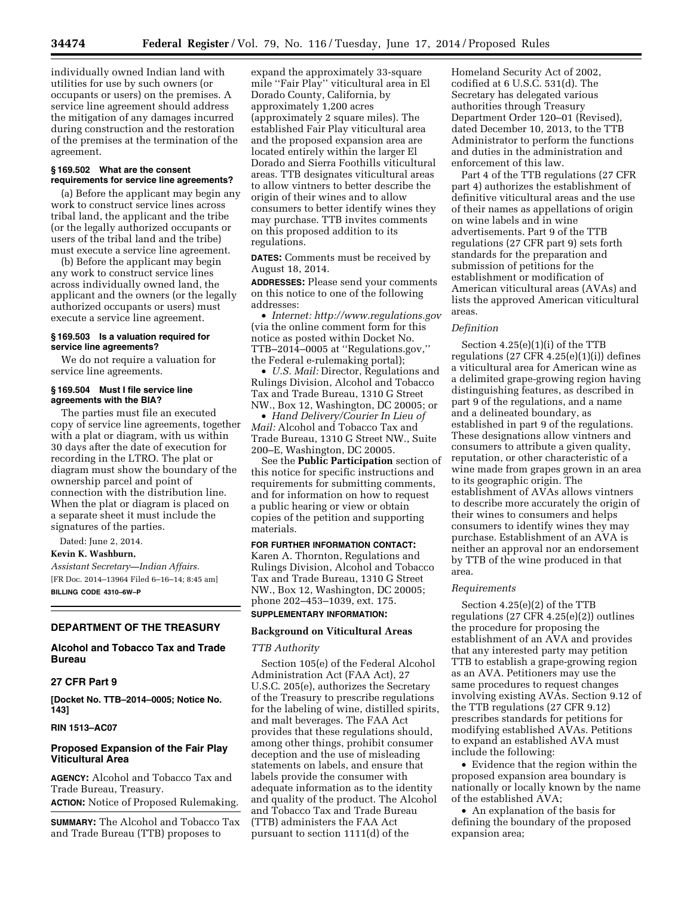individually owned Indian land with utilities for use by such owners (or occupants or users) on the premises. A service line agreement should address the mitigation of any damages incurred during construction and the restoration of the premises at the termination of the agreement.

#### § 169.502 What are the consent requirements for service line agreements?

(a) Before the applicant may begin any work to construct service lines across tribal land, the applicant and the tribe (or the legally authorized occupants or users of the tribal land and the tribe) must execute a service line agreement.

(b) Before the applicant may begin any work to construct service lines across individually owned land, the applicant and the owners (or the legally authorized occupants or users) must execute a service line agreement.

#### § 169.503 Is a valuation required for service line agreements?

We do not require a valuation for service line agreements.

#### § 169.504 Must I file service line agreements with the BIA?

The parties must file an executed copy of service line agreements, together with a plat or diagram, with us within 30 days after the date of execution for recording in the LTRO. The plat or diagram must show the boundary of the ownership parcel and point of connection with the distribution line. When the plat or diagram is placed on a separate sheet it must include the signatures of the parties.

Dated: June 2, 2014.

**Kevin K. Washburn,**

*Assistant Secretary—Indian Affairs.*

[FR Doc. 2014–13964 Filed 6–16–14; 8:45 am]

**BILLING CODE 4310–6W–P**

---

## DEPARTMENT OF THE TREASURY

## Alcohol and Tobacco Tax and Trade Bureau

## 27 CFR Part 9

**[Docket No. TTB–2014–0005; Notice No. 143]**

**RIN 1513–AC07**

## Proposed Expansion of the Fair Play Viticultural Area

**AGENCY:** Alcohol and Tobacco Tax and Trade Bureau, Treasury.

**ACTION:** Notice of Proposed Rulemaking.

**SUMMARY:** The Alcohol and Tobacco Tax and Trade Bureau (TTB) proposes to expand the approximately 33-square mile "Fair Play" viticultural area in El Dorado County, California, by approximately 1,200 acres (approximately 2 square miles). The established Fair Play viticultural area and the proposed expansion area are located entirely within the larger El Dorado and Sierra Foothills viticultural areas. TTB designates viticultural areas to allow vintners to better describe the origin of their wines and to allow consumers to better identify wines they may purchase. TTB invites comments on this proposed addition to its regulations.

**DATES:** Comments must be received by August 18, 2014.

**ADDRESSES:** Please send your comments on this notice to one of the following addresses:

- *Internet: http://www.regulations.gov* (via the online comment form for this notice as posted within Docket No. TTB–2014–0005 at "Regulations.gov," the Federal e-rulemaking portal);
- *U.S. Mail:* Director, Regulations and Rulings Division, Alcohol and Tobacco Tax and Trade Bureau, 1310 G Street NW., Box 12, Washington, DC 20005; or
- *Hand Delivery/Courier In Lieu of Mail:* Alcohol and Tobacco Tax and Trade Bureau, 1310 G Street NW., Suite 200–E, Washington, DC 20005.

See the **Public Participation** section of this notice for specific instructions and requirements for submitting comments, and for information on how to request a public hearing or view or obtain copies of the petition and supporting materials.

**FOR FURTHER INFORMATION CONTACT:** Karen A. Thornton, Regulations and Rulings Division, Alcohol and Tobacco Tax and Trade Bureau, 1310 G Street NW., Box 12, Washington, DC 20005; phone 202–453–1039, ext. 175.

**SUPPLEMENTARY INFORMATION:**

### Background on Viticultural Areas

#### *TTB Authority*

Section 105(e) of the Federal Alcohol Administration Act (FAA Act), 27 U.S.C. 205(e), authorizes the Secretary of the Treasury to prescribe regulations for the labeling of wine, distilled spirits, and malt beverages. The FAA Act provides that these regulations should, among other things, prohibit consumer deception and the use of misleading statements on labels, and ensure that labels provide the consumer with adequate information as to the identity and quality of the product. The Alcohol and Tobacco Tax and Trade Bureau (TTB) administers the FAA Act pursuant to section 1111(d) of the Homeland Security Act of 2002, codified at 6 U.S.C. 531(d). The Secretary has delegated various authorities through Treasury Department Order 120–01 (Revised), dated December 10, 2013, to the TTB Administrator to perform the functions and duties in the administration and enforcement of this law.

Part 4 of the TTB regulations (27 CFR part 4) authorizes the establishment of definitive viticultural areas and the use of their names as appellations of origin on wine labels and in wine advertisements. Part 9 of the TTB regulations (27 CFR part 9) sets forth standards for the preparation and submission of petitions for the establishment or modification of American viticultural areas (AVAs) and lists the approved American viticultural areas.

#### *Definition*

Section 4.25(e)(1)(i) of the TTB regulations (27 CFR 4.25(e)(1)(i)) defines a viticultural area for American wine as a delimited grape-growing region having distinguishing features, as described in part 9 of the regulations, and a name and a delineated boundary, as established in part 9 of the regulations. These designations allow vintners and consumers to attribute a given quality, reputation, or other characteristic of a wine made from grapes grown in an area to its geographic origin. The establishment of AVAs allows vintners to describe more accurately the origin of their wines to consumers and helps consumers to identify wines they may purchase. Establishment of an AVA is neither an approval nor an endorsement by TTB of the wine produced in that area.

#### *Requirements*

Section 4.25(e)(2) of the TTB regulations (27 CFR 4.25(e)(2)) outlines the procedure for proposing the establishment of an AVA and provides that any interested party may petition TTB to establish a grape-growing region as an AVA. Petitioners may use the same procedures to request changes involving existing AVAs. Section 9.12 of the TTB regulations (27 CFR 9.12) prescribes standards for petitions for modifying established AVAs. Petitions to expand an established AVA must include the following:

- Evidence that the region within the proposed expansion area boundary is nationally or locally known by the name of the established AVA;
- An explanation of the basis for defining the boundary of the proposed expansion area;